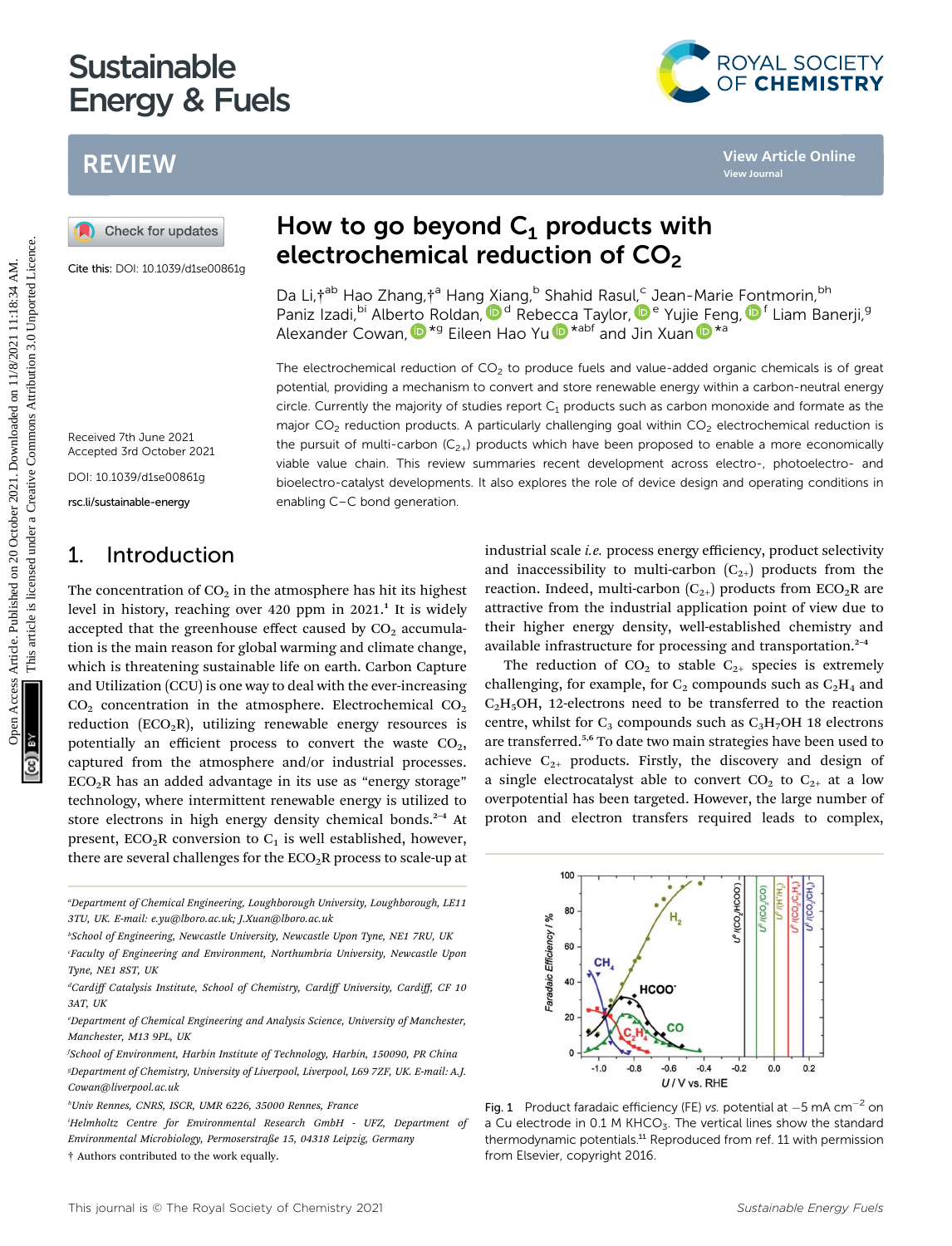# Sustainable Energy & Fuels

## REVIEW

Cite this: DOI: 10.1039/d1se00861g

# How to go beyond $C_1$ products with electrochemical reduction of $CO_2$

Da Li,†[ab] Hao Zhang,†[a] Hang Xiang,[b] Shahid Rasul,[c] Jean-Marie Fontmorin,[bh] Paniz Izadi,[bi] Alberto Roldan,[d] Rebecca Taylor,[e] Yujie Feng,[f] Liam Banerji,[g] Alexander Cowan,*[g] Eileen Hao Yu*[abf] and Jin Xuan*[a]

Received 7th June 2021
Accepted 3rd October 2021

DOI: 10.1039/d1se00861g

rsc.li/sustainable-energy

The electrochemical reduction of $CO_2$ to produce fuels and value-added organic chemicals is of great potential, providing a mechanism to convert and store renewable energy within a carbon-neutral energy circle. Currently the majority of studies report $C_1$ products such as carbon monoxide and formate as the major $CO_2$ reduction products. A particularly challenging goal within $CO_2$ electrochemical reduction is the pursuit of multi-carbon ($C_{2+}$) products which have been proposed to enable a more economically viable value chain. This review summaries recent development across electro-, photoelectro- and bioelectro-catalyst developments. It also explores the role of device design and operating conditions in enabling C–C bond generation.

## 1. Introduction

The concentration of $CO_2$ in the atmosphere has hit its highest level in history, reaching over 420 ppm in 2021.[1] It is widely accepted that the greenhouse effect caused by $CO_2$ accumulation is the main reason for global warming and climate change, which is threatening sustainable life on earth. Carbon Capture and Utilization (CCU) is one way to deal with the ever-increasing $CO_2$ concentration in the atmosphere. Electrochemical $CO_2$ reduction ($ECO_2R$), utilizing renewable energy resources is potentially an efficient process to convert the waste $CO_2$, captured from the atmosphere and/or industrial processes. $ECO_2R$ has an added advantage in its use as "energy storage" technology, where intermittent renewable energy is utilized to store electrons in high energy density chemical bonds.[2–4] At present, $ECO_2R$ conversion to $C_1$ is well established, however, there are several challenges for the $ECO_2R$ process to scale-up at industrial scale *i.e.* process energy efficiency, product selectivity and inaccessibility to multi-carbon ($C_{2+}$) products from the reaction. Indeed, multi-carbon ($C_{2+}$) products from $ECO_2R$ are attractive from the industrial application point of view due to their higher energy density, well-established chemistry and available infrastructure for processing and transportation.[2–4]

The reduction of $CO_2$ to stable $C_{2+}$ species is extremely challenging, for example, for $C_2$ compounds such as $C_2H_4$ and $C_2H_5OH$, 12-electrons need to be transferred to the reaction centre, whilst for $C_3$ compounds such as $C_3H_7OH$ 18 electrons are transferred.[5,6] To date two main strategies have been used to achieve $C_{2+}$ products. Firstly, the discovery and design of a single electrocatalyst able to convert $CO_2$ to $C_{2+}$ at a low overpotential has been targeted. However, the large number of proton and electron transfers required leads to complex,

Fig. 1 Product faradaic efficiency (FE) *vs.* potential at −5 mA cm$^{-2}$ on a Cu electrode in 0.1 M $KHCO_3$. The vertical lines show the standard thermodynamic potentials.[11] Reproduced from ref. 11 with permission from Elsevier, copyright 2016.

[a] Department of Chemical Engineering, Loughborough University, Loughborough, LE11 3TU, UK. E-mail: e.yu@lboro.ac.uk; J.Xuan@lboro.ac.uk

[b] School of Engineering, Newcastle University, Newcastle Upon Tyne, NE1 7RU, UK

[c] Faculty of Engineering and Environment, Northumbria University, Newcastle Upon Tyne, NE1 8ST, UK

[d] Cardiff Catalysis Institute, School of Chemistry, Cardiff University, Cardiff, CF 10 3AT, UK

[e] Department of Chemical Engineering and Analysis Science, University of Manchester, Manchester, M13 9PL, UK

[f] School of Environment, Harbin Institute of Technology, Harbin, 150090, PR China

[g] Department of Chemistry, University of Liverpool, Liverpool, L69 7ZF, UK. E-mail: A.J.Cowan@liverpool.ac.uk

[h] Univ Rennes, CNRS, ISCR, UMR 6226, 35000 Rennes, France

[i] Helmholtz Centre for Environmental Research GmbH - UFZ, Department of Environmental Microbiology, Permoserstraße 15, 04318 Leipzig, Germany

† Authors contributed to the work equally.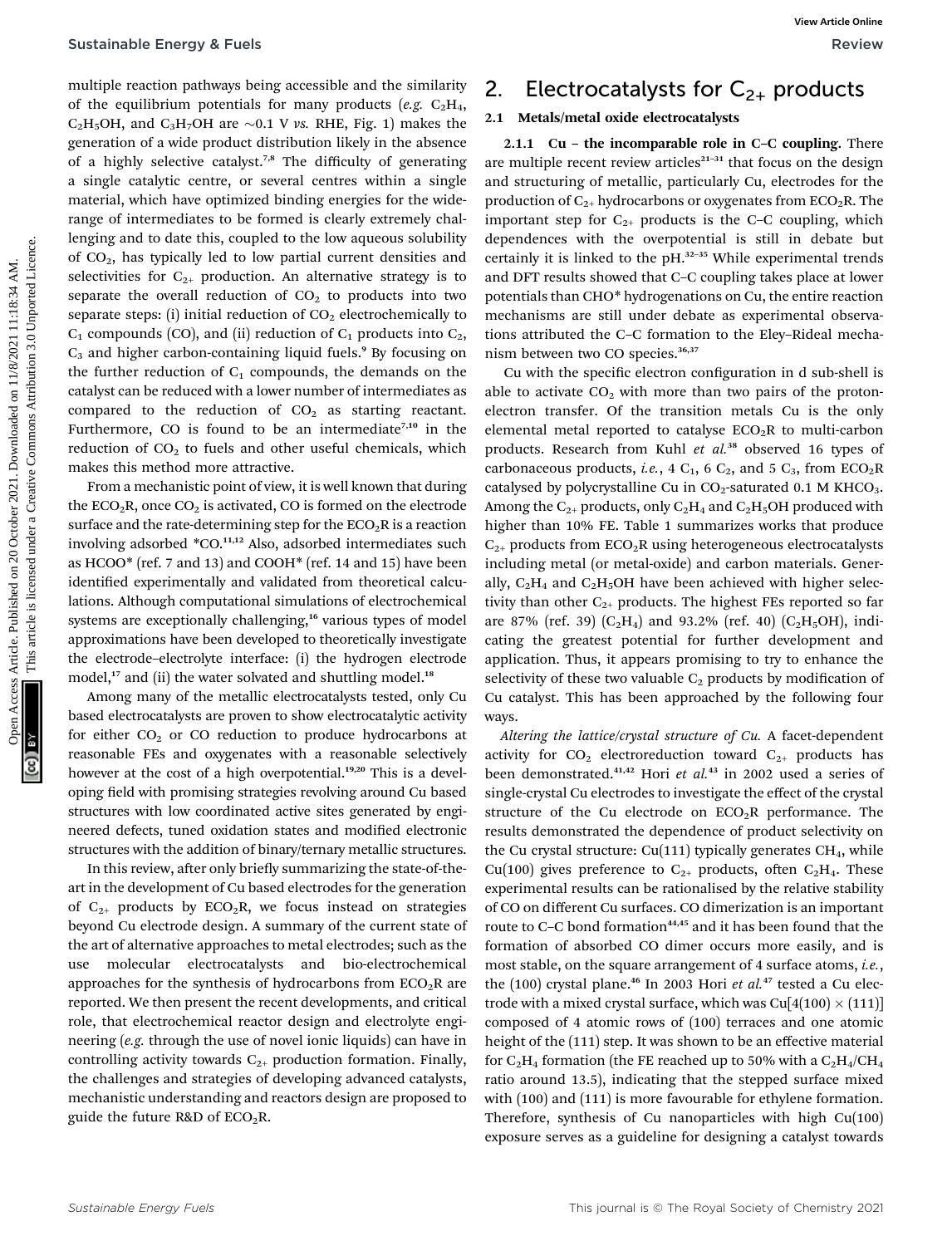multiple reaction pathways being accessible and the similarity of the equilibrium potentials for many products (*e.g.* $C_2H_4$, $C_2H_5OH$, and $C_3H_7OH$ are ∼0.1 V *vs.* RHE, Fig. 1) makes the generation of a wide product distribution likely in the absence of a highly selective catalyst.[7,8] The difficulty of generating a single catalytic centre, or several centres within a single material, which have optimized binding energies for the wide-range of intermediates to be formed is clearly extremely challenging and to date this, coupled to the low aqueous solubility of $CO_2$, has typically led to low partial current densities and selectivities for $C_{2+}$ production. An alternative strategy is to separate the overall reduction of $CO_2$ to products into two separate steps: (i) initial reduction of $CO_2$ electrochemically to $C_1$ compounds (CO), and (ii) reduction of $C_1$ products into $C_2$, $C_3$ and higher carbon-containing liquid fuels.[9] By focusing on the further reduction of $C_1$ compounds, the demands on the catalyst can be reduced with a lower number of intermediates as compared to the reduction of $CO_2$ as starting reactant. Furthermore, CO is found to be an intermediate[7,10] in the reduction of $CO_2$ to fuels and other useful chemicals, which makes this method more attractive.

From a mechanistic point of view, it is well known that during the $ECO_2R$, once $CO_2$ is activated, CO is formed on the electrode surface and the rate-determining step for the $ECO_2R$ is a reaction involving adsorbed *CO.[11,12] Also, adsorbed intermediates such as HCOO* (ref. 7 and 13) and COOH* (ref. 14 and 15) have been identified experimentally and validated from theoretical calculations. Although computational simulations of electrochemical systems are exceptionally challenging,[16] various types of model approximations have been developed to theoretically investigate the electrode–electrolyte interface: (i) the hydrogen electrode model,[17] and (ii) the water solvated and shuttling model.[18]

Among many of the metallic electrocatalysts tested, only Cu based electrocatalysts are proven to show electrocatalytic activity for either $CO_2$ or CO reduction to produce hydrocarbons at reasonable FEs and oxygenates with a reasonable selectively however at the cost of a high overpotential.[19,20] This is a developing field with promising strategies revolving around Cu based structures with low coordinated active sites generated by engineered defects, tuned oxidation states and modified electronic structures with the addition of binary/ternary metallic structures.

In this review, after only briefly summarizing the state-of-the-art in the development of Cu based electrodes for the generation of $C_{2+}$ products by $ECO_2R$, we focus instead on strategies beyond Cu electrode design. A summary of the current state of the art of alternative approaches to metal electrodes; such as the use molecular electrocatalysts and bio-electrochemical approaches for the synthesis of hydrocarbons from $ECO_2R$ are reported. We then present the recent developments, and critical role, that electrochemical reactor design and electrolyte engineering (*e.g.* through the use of novel ionic liquids) can have in controlling activity towards $C_{2+}$ production formation. Finally, the challenges and strategies of developing advanced catalysts, mechanistic understanding and reactors design are proposed to guide the future R&D of $ECO_2R$.

## 2. Electrocatalysts for $C_{2+}$ products

### 2.1 Metals/metal oxide electrocatalysts

**2.1.1 Cu – the incomparable role in C–C coupling.** There are multiple recent review articles[21–31] that focus on the design and structuring of metallic, particularly Cu, electrodes for the production of $C_{2+}$ hydrocarbons or oxygenates from $ECO_2R$. The important step for $C_{2+}$ products is the C–C coupling, which dependences with the overpotential is still in debate but certainly it is linked to the pH.[32–35] While experimental trends and DFT results showed that C–C coupling takes place at lower potentials than CHO* hydrogenations on Cu, the entire reaction mechanisms are still under debate as experimental observations attributed the C–C formation to the Eley–Rideal mechanism between two CO species.[36,37]

Cu with the specific electron configuration in d sub-shell is able to activate $CO_2$ with more than two pairs of the proton-electron transfer. Of the transition metals Cu is the only elemental metal reported to catalyse $ECO_2R$ to multi-carbon products. Research from Kuhl *et al.*[38] observed 16 types of carbonaceous products, *i.e.*, 4 $C_1$, 6 $C_2$, and 5 $C_3$, from $ECO_2R$ catalysed by polycrystalline Cu in $CO_2$-saturated 0.1 M $KHCO_3$. Among the $C_{2+}$ products, only $C_2H_4$ and $C_2H_5OH$ produced with higher than 10% FE. Table 1 summarizes works that produce $C_{2+}$ products from $ECO_2R$ using heterogeneous electrocatalysts including metal (or metal-oxide) and carbon materials. Generally, $C_2H_4$ and $C_2H_5OH$ have been achieved with higher selectivity than other $C_{2+}$ products. The highest FEs reported so far are 87% (ref. 39) ($C_2H_4$) and 93.2% (ref. 40) ($C_2H_5OH$), indicating the greatest potential for further development and application. Thus, it appears promising to try to enhance the selectivity of these two valuable $C_2$ products by modification of Cu catalyst. This has been approached by the following four ways.

*Altering the lattice/crystal structure of Cu.* A facet-dependent activity for $CO_2$ electroreduction toward $C_{2+}$ products has been demonstrated.[41,42] Hori *et al.*[43] in 2002 used a series of single-crystal Cu electrodes to investigate the effect of the crystal structure of the Cu electrode on $ECO_2R$ performance. The results demonstrated the dependence of product selectivity on the Cu crystal structure: Cu(111) typically generates $CH_4$, while Cu(100) gives preference to $C_{2+}$ products, often $C_2H_4$. These experimental results can be rationalised by the relative stability of CO on different Cu surfaces. CO dimerization is an important route to C–C bond formation[44,45] and it has been found that the formation of absorbed CO dimer occurs more easily, and is most stable, on the square arrangement of 4 surface atoms, *i.e.*, the (100) crystal plane.[46] In 2003 Hori *et al.*[47] tested a Cu electrode with a mixed crystal surface, which was Cu[4(100) × (111)] composed of 4 atomic rows of (100) terraces and one atomic height of the (111) step. It was shown to be an effective material for $C_2H_4$ formation (the FE reached up to 50% with a $C_2H_4/CH_4$ ratio around 13.5), indicating that the stepped surface mixed with (100) and (111) is more favourable for ethylene formation. Therefore, synthesis of Cu nanoparticles with high Cu(100) exposure serves as a guideline for designing a catalyst towards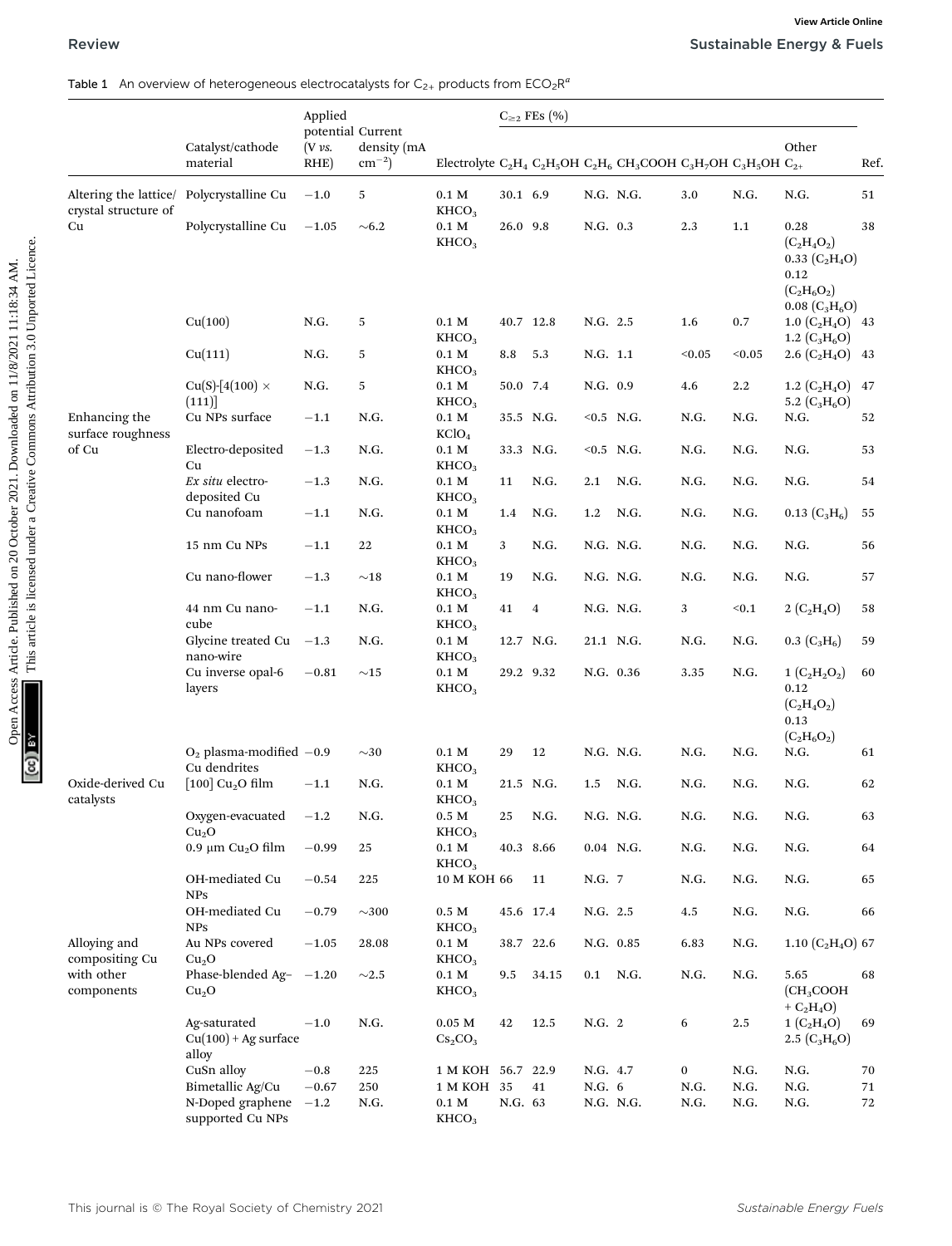Table 1 An overview of heterogeneous electrocatalysts for $C_{2+}$ products from $ECO_2R^a$

| | Catalyst/cathode material | Applied potential (V *vs.* RHE) | Current density (mA $cm^{-2}$) | Electrolyte | $C_{\geq2}$ FEs (%) $C_2H_4$ | $C_2H_5OH$ | $C_2H_6$ | $CH_3COOH$ | $C_3H_7OH$ | $C_3H_5OH$ | Other $C_{2+}$ | Ref. |
|---|---|---|---|---|---|---|---|---|---|---|---|---|
| Altering the lattice/crystal structure of Cu | Polycrystalline Cu | −1.0 | 5 | 0.1 M $KHCO_3$ | 30.1 | 6.9 | N.G. | N.G. | 3.0 | N.G. | N.G. | 51 |
| | Polycrystalline Cu | −1.05 | ∼6.2 | 0.1 M $KHCO_3$ | 26.0 | 9.8 | N.G. | 0.3 | 2.3 | 1.1 | 0.28 ($C_2H_4O_2$) 0.33 ($C_2H_4O$) 0.12 ($C_2H_6O_2$) 0.08 ($C_3H_6O$) | 38 |
| | Cu(100) | N.G. | 5 | 0.1 M $KHCO_3$ | 40.7 | 12.8 | N.G. | 2.5 | 1.6 | 0.7 | 1.0 ($C_2H_4O$) 1.2 ($C_3H_6O$) | 43 |
| | Cu(111) | N.G. | 5 | 0.1 M $KHCO_3$ | 8.8 | 5.3 | N.G. | 1.1 | <0.05 | <0.05 | 2.6 ($C_2H_4O$) | 43 |
| | Cu(S)-[4(100) × (111)] | N.G. | 5 | 0.1 M $KHCO_3$ | 50.0 | 7.4 | N.G. | 0.9 | 4.6 | 2.2 | 1.2 ($C_2H_4O$) 5.2 ($C_3H_6O$) | 47 |
| Enhancing the surface roughness of Cu | Cu NPs surface | −1.1 | N.G. | 0.1 M $KClO_4$ | 35.5 | N.G. | <0.5 | N.G. | N.G. | N.G. | N.G. | 52 |
| | Electro-deposited Cu | −1.3 | N.G. | 0.1 M $KHCO_3$ | 33.3 | N.G. | <0.5 | N.G. | N.G. | N.G. | N.G. | 53 |
| | *Ex situ* electro-deposited Cu | −1.3 | N.G. | 0.1 M $KHCO_3$ | 11 | N.G. | 2.1 | N.G. | N.G. | N.G. | N.G. | 54 |
| | Cu nanofoam | −1.1 | N.G. | 0.1 M $KHCO_3$ | 1.4 | N.G. | 1.2 | N.G. | N.G. | N.G. | 0.13 ($C_3H_6$) | 55 |
| | 15 nm Cu NPs | −1.1 | 22 | 0.1 M $KHCO_3$ | 3 | N.G. | N.G. | N.G. | N.G. | N.G. | N.G. | 56 |
| | Cu nano-flower | −1.3 | ∼18 | 0.1 M $KHCO_3$ | 19 | N.G. | N.G. | N.G. | N.G. | N.G. | N.G. | 57 |
| | 44 nm Cu nano-cube | −1.1 | N.G. | 0.1 M $KHCO_3$ | 41 | 4 | N.G. | N.G. | 3 | <0.1 | 2 ($C_2H_4O$) | 58 |
| | Glycine treated Cu nano-wire | −1.3 | N.G. | 0.1 M $KHCO_3$ | 12.7 | N.G. | 21.1 | N.G. | N.G. | N.G. | 0.3 ($C_3H_6$) | 59 |
| | Cu inverse opal-6 layers | −0.81 | ∼15 | 0.1 M $KHCO_3$ | 29.2 | 9.32 | N.G. | 0.36 | 3.35 | N.G. | 1 ($C_2H_2O_2$) 0.12 ($C_2H_4O_2$) 0.13 ($C_2H_6O_2$) | 60 |
| | $O_2$ plasma-modified Cu dendrites | −0.9 | ∼30 | 0.1 M $KHCO_3$ | 29 | 12 | N.G. | N.G. | N.G. | N.G. | N.G. | 61 |
| Oxide-derived Cu catalysts | [100] $Cu_2O$ film | −1.1 | N.G. | 0.1 M $KHCO_3$ | 21.5 | N.G. | 1.5 | N.G. | N.G. | N.G. | N.G. | 62 |
| | Oxygen-evacuated $Cu_2O$ | −1.2 | N.G. | 0.5 M $KHCO_3$ | 25 | N.G. | N.G. | N.G. | N.G. | N.G. | N.G. | 63 |
| | 0.9 μm $Cu_2O$ film | −0.99 | 25 | 0.1 M $KHCO_3$ | 40.3 | 8.66 | 0.04 | N.G. | N.G. | N.G. | N.G. | 64 |
| | OH-mediated Cu NPs | −0.54 | 225 | 10 M KOH | 66 | 11 | N.G. | 7 | N.G. | N.G. | N.G. | 65 |
| | OH-mediated Cu NPs | −0.79 | ∼300 | 0.5 M $KHCO_3$ | 45.6 | 17.4 | N.G. | 2.5 | 4.5 | N.G. | N.G. | 66 |
| Alloying and compositing Cu with other components | Au NPs covered $Cu_2O$ | −1.05 | 28.08 | 0.1 M $KHCO_3$ | 38.7 | 22.6 | N.G. | 0.85 | 6.83 | N.G. | 1.10 ($C_2H_4O$) | 67 |
| | Phase-blended Ag–$Cu_2O$ | −1.20 | ∼2.5 | 0.1 M $KHCO_3$ | 9.5 | 34.15 | 0.1 | N.G. | N.G. | N.G. | 5.65 ($CH_3COOH$ + $C_2H_4O$) | 68 |
| | Ag-saturated Cu(100) + Ag surface alloy | −1.0 | N.G. | 0.05 M $Cs_2CO_3$ | 42 | 12.5 | N.G. | 2 | 6 | 2.5 | 1 ($C_2H_4O$) 2.5 ($C_3H_6O$) | 69 |
| | CuSn alloy | −0.8 | 225 | 1 M KOH | 56.7 | 22.9 | N.G. | 4.7 | 0 | N.G. | N.G. | 70 |
| | Bimetallic Ag/Cu | −0.67 | 250 | 1 M KOH | 35 | 41 | N.G. | 6 | N.G. | N.G. | N.G. | 71 |
| | N-Doped graphene supported Cu NPs | −1.2 | N.G. | 0.1 M $KHCO_3$ | N.G. | 63 | N.G. | N.G. | N.G. | N.G. | N.G. | 72 |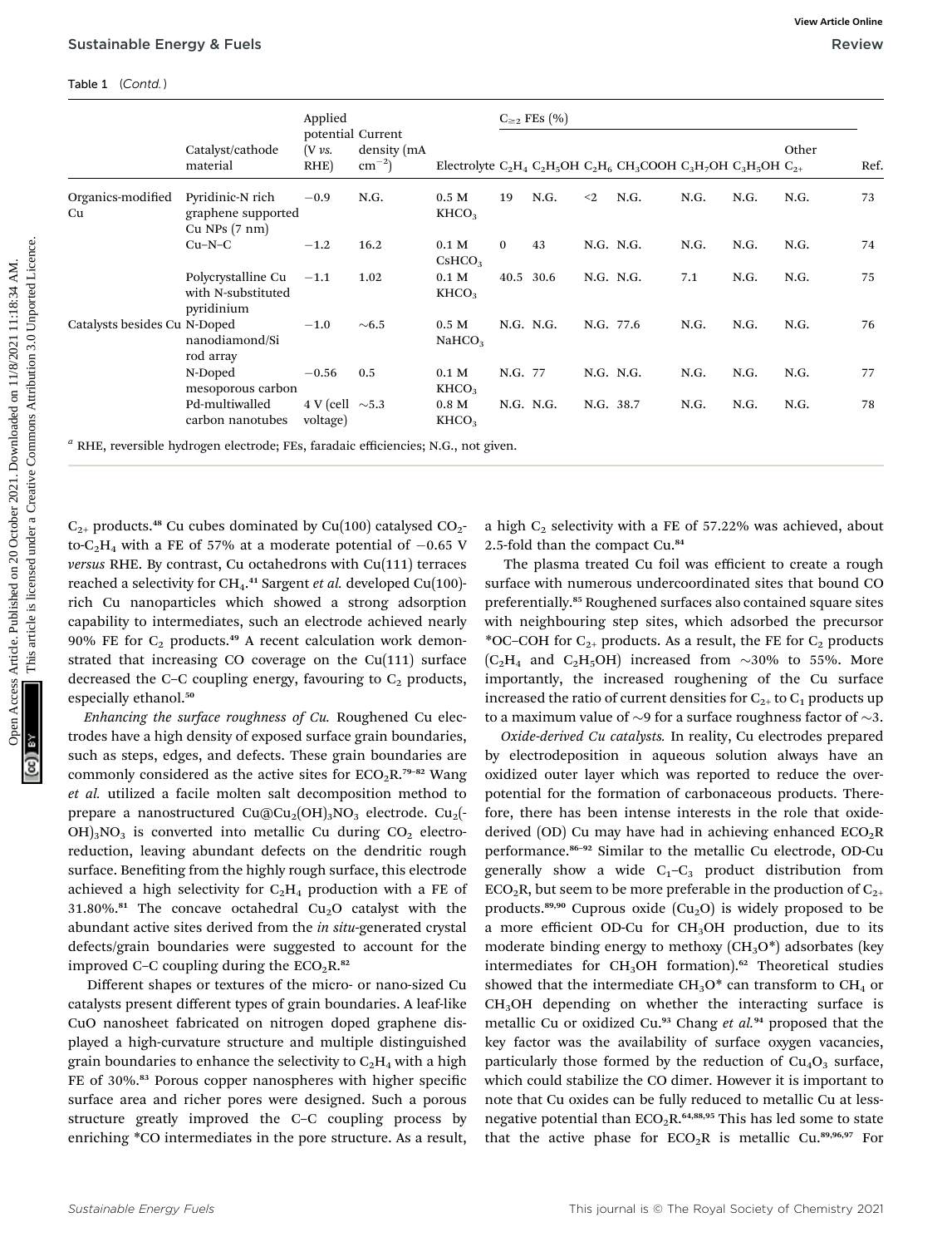Table 1 (Contd.)

| | Catalyst/cathode material | Applied potential (V *vs.* RHE) | Current density (mA $cm^{-2}$) | Electrolyte | $C_{\geq 2}$ FEs (%) $C_2H_4$ | $C_2H_5OH$ | $C_2H_6$ | $CH_3COOH$ | $C_3H_7OH$ | $C_3H_5OH$ | Other $C_{2+}$ | Ref. |
|---|---|---|---|---|---|---|---|---|---|---|---|---|
| Organics-modified Cu | Pyridinic-N rich graphene supported Cu NPs (7 nm) | −0.9 | N.G. | 0.5 M $KHCO_3$ | 19 | N.G. | <2 | N.G. | N.G. | N.G. | N.G. | 73 |
| | Cu–N–C | −1.2 | 16.2 | 0.1 M $CsHCO_3$ | 0 | 43 | N.G. | N.G. | N.G. | N.G. | N.G. | 74 |
| | Polycrystalline Cu with N-substituted pyridinium | −1.1 | 1.02 | 0.1 M $KHCO_3$ | 40.5 | 30.6 | N.G. | N.G. | 7.1 | N.G. | N.G. | 75 |
| Catalysts besides Cu | N-Doped nanodiamond/Si rod array | −1.0 | ∼6.5 | 0.5 M $NaHCO_3$ | N.G. | N.G. | N.G. | 77.6 | N.G. | N.G. | N.G. | 76 |
| | N-Doped mesoporous carbon | −0.56 | 0.5 | 0.1 M $KHCO_3$ | N.G. | 77 | N.G. | N.G. | N.G. | N.G. | N.G. | 77 |
| | Pd-multiwalled carbon nanotubes | 4 V (cell voltage) | ∼5.3 | 0.8 M $KHCO_3$ | N.G. | N.G. | N.G. | 38.7 | N.G. | N.G. | N.G. | 78 |

[a] RHE, reversible hydrogen electrode; FEs, faradaic efficiencies; N.G., not given.

$C_{2+}$ products.[48] Cu cubes dominated by Cu(100) catalysed $CO_2$-to-$C_2H_4$ with a FE of 57% at a moderate potential of −0.65 V *versus* RHE. By contrast, Cu octahedrons with Cu(111) terraces reached a selectivity for $CH_4$.[41] Sargent *et al.* developed Cu(100)-rich Cu nanoparticles which showed a strong adsorption capability to intermediates, such an electrode achieved nearly 90% FE for $C_2$ products.[49] A recent calculation work demonstrated that increasing CO coverage on the Cu(111) surface decreased the C–C coupling energy, favouring to $C_2$ products, especially ethanol.[50]

*Enhancing the surface roughness of Cu.* Roughened Cu electrodes have a high density of exposed surface grain boundaries, such as steps, edges, and defects. These grain boundaries are commonly considered as the active sites for $ECO_2R$.[79–82] Wang *et al.* utilized a facile molten salt decomposition method to prepare a nanostructured $Cu@Cu_2(OH)_3NO_3$ electrode. $Cu_2(OH)_3NO_3$ is converted into metallic Cu during $CO_2$ electroreduction, leaving abundant defects on the dendritic rough surface. Benefiting from the highly rough surface, this electrode achieved a high selectivity for $C_2H_4$ production with a FE of 31.80%.[81] The concave octahedral $Cu_2O$ catalyst with the abundant active sites derived from the *in situ*-generated crystal defects/grain boundaries were suggested to account for the improved C–C coupling during the $ECO_2R$.[82]

Different shapes or textures of the micro- or nano-sized Cu catalysts present different types of grain boundaries. A leaf-like CuO nanosheet fabricated on nitrogen doped graphene displayed a high-curvature structure and multiple distinguished grain boundaries to enhance the selectivity to $C_2H_4$ with a high FE of 30%.[83] Porous copper nanospheres with higher specific surface area and richer pores were designed. Such a porous structure greatly improved the C–C coupling process by enriching *CO intermediates in the pore structure. As a result, a high $C_2$ selectivity with a FE of 57.22% was achieved, about 2.5-fold than the compact Cu.[84]

The plasma treated Cu foil was efficient to create a rough surface with numerous undercoordinated sites that bound CO preferentially.[85] Roughened surfaces also contained square sites with neighbouring step sites, which adsorbed the precursor *OC–COH for $C_{2+}$ products. As a result, the FE for $C_2$ products ($C_2H_4$ and $C_2H_5OH$) increased from ∼30% to 55%. More importantly, the increased roughening of the Cu surface increased the ratio of current densities for $C_{2+}$ to $C_1$ products up to a maximum value of ∼9 for a surface roughness factor of ∼3.

*Oxide-derived Cu catalysts.* In reality, Cu electrodes prepared by electrodeposition in aqueous solution always have an oxidized outer layer which was reported to reduce the overpotential for the formation of carbonaceous products. Therefore, there has been intense interests in the role that oxide-derived (OD) Cu may have had in achieving enhanced $ECO_2R$ performance.[86–92] Similar to the metallic Cu electrode, OD-Cu generally show a wide $C_1$–$C_3$ product distribution from $ECO_2R$, but seem to be more preferable in the production of $C_{2+}$ products.[89,90] Cuprous oxide ($Cu_2O$) is widely proposed to be a more efficient OD-Cu for $CH_3OH$ production, due to its moderate binding energy to methoxy ($CH_3O^*$) adsorbates (key intermediates for $CH_3OH$ formation).[62] Theoretical studies showed that the intermediate $CH_3O^*$ can transform to $CH_4$ or $CH_3OH$ depending on whether the interacting surface is metallic Cu or oxidized Cu.[93] Chang *et al.*[94] proposed that the key factor was the availability of surface oxygen vacancies, particularly those formed by the reduction of $Cu_4O_3$ surface, which could stabilize the CO dimer. However it is important to note that Cu oxides can be fully reduced to metallic Cu at less-negative potential than $ECO_2R$.[64,88,95] This has led some to state that the active phase for $ECO_2R$ is metallic Cu.[89,96,97] For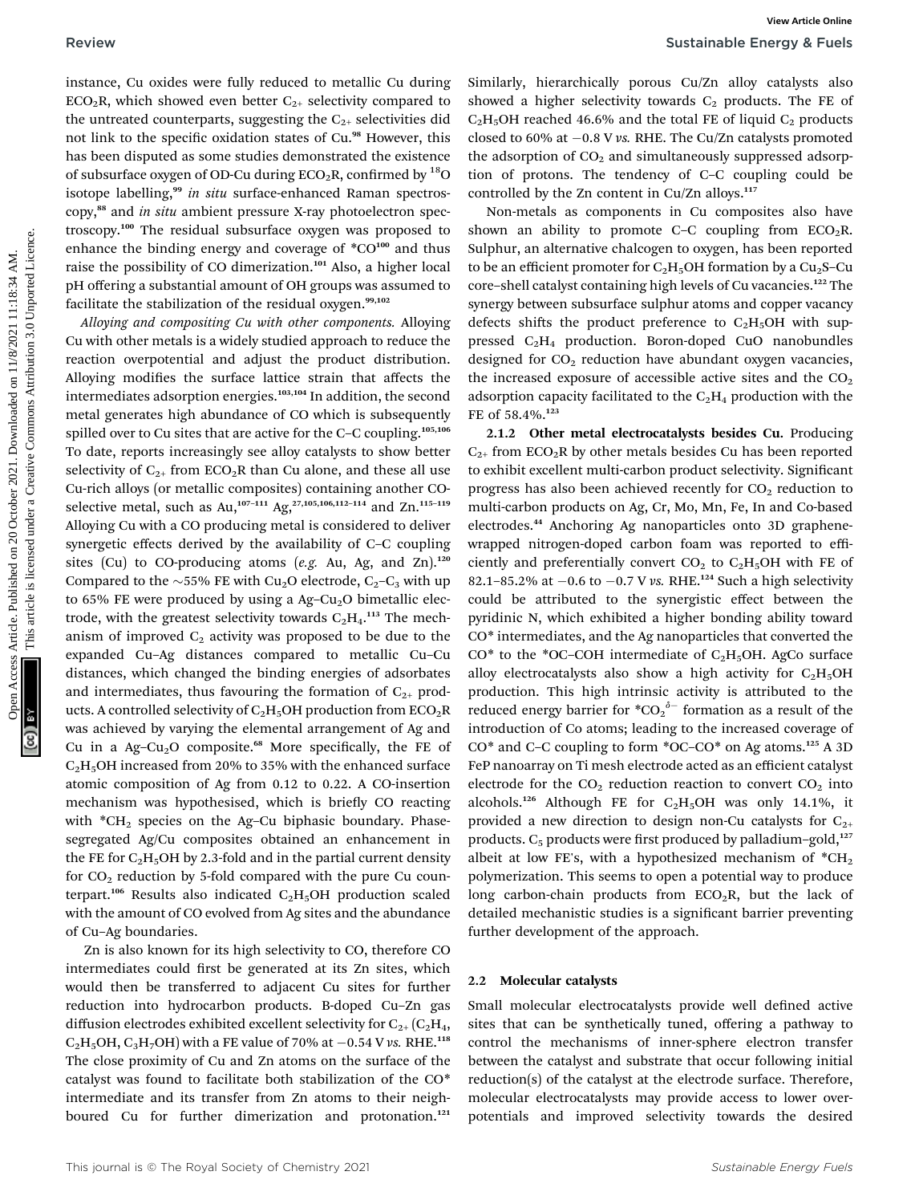instance, Cu oxides were fully reduced to metallic Cu during $ECO_2R$, which showed even better $C_{2+}$ selectivity compared to the untreated counterparts, suggesting the $C_{2+}$ selectivities did not link to the specific oxidation states of Cu.[98] However, this has been disputed as some studies demonstrated the existence of subsurface oxygen of OD-Cu during $ECO_2R$, confirmed by $^{18}O$ isotope labelling,[99] *in situ* surface-enhanced Raman spectroscopy,[88] and *in situ* ambient pressure X-ray photoelectron spectroscopy.[100] The residual subsurface oxygen was proposed to enhance the binding energy and coverage of *CO[100] and thus raise the possibility of CO dimerization.[101] Also, a higher local pH offering a substantial amount of OH groups was assumed to facilitate the stabilization of the residual oxygen.[99,102]

*Alloying and compositing Cu with other components.* Alloying Cu with other metals is a widely studied approach to reduce the reaction overpotential and adjust the product distribution. Alloying modifies the surface lattice strain that affects the intermediates adsorption energies.[103,104] In addition, the second metal generates high abundance of CO which is subsequently spilled over to Cu sites that are active for the C–C coupling.[105,106] To date, reports increasingly see alloy catalysts to show better selectivity of $C_{2+}$ from $ECO_2R$ than Cu alone, and these all use Cu-rich alloys (or metallic composites) containing another CO-selective metal, such as Au,[107–111] Ag,[27,105,106,112–114] and Zn.[115–119] Alloying Cu with a CO producing metal is considered to deliver synergetic effects derived by the availability of C–C coupling sites (Cu) to CO-producing atoms (*e.g.* Au, Ag, and Zn).[120] Compared to the ~55% FE with $Cu_2O$ electrode, $C_2$–$C_3$ with up to 65% FE were produced by using a Ag–$Cu_2O$ bimetallic electrode, with the greatest selectivity towards $C_2H_4$.[113] The mechanism of improved $C_2$ activity was proposed to be due to the expanded Cu–Ag distances compared to metallic Cu–Cu distances, which changed the binding energies of adsorbates and intermediates, thus favouring the formation of $C_{2+}$ products. A controlled selectivity of $C_2H_5OH$ production from $ECO_2R$ was achieved by varying the elemental arrangement of Ag and Cu in a Ag–$Cu_2O$ composite.[68] More specifically, the FE of $C_2H_5OH$ increased from 20% to 35% with the enhanced surface atomic composition of Ag from 0.12 to 0.22. A CO-insertion mechanism was hypothesised, which is briefly CO reacting with *$CH_2$ species on the Ag–Cu biphasic boundary. Phase-segregated Ag/Cu composites obtained an enhancement in the FE for $C_2H_5OH$ by 2.3-fold and in the partial current density for $CO_2$ reduction by 5-fold compared with the pure Cu counterpart.[106] Results also indicated $C_2H_5OH$ production scaled with the amount of CO evolved from Ag sites and the abundance of Cu–Ag boundaries.

Zn is also known for its high selectivity to CO, therefore CO intermediates could first be generated at its Zn sites, which would then be transferred to adjacent Cu sites for further reduction into hydrocarbon products. B-doped Cu–Zn gas diffusion electrodes exhibited excellent selectivity for $C_{2+}$ ($C_2H_4$, $C_2H_5OH$, $C_3H_7OH$) with a FE value of 70% at −0.54 V *vs.* RHE.[118] The close proximity of Cu and Zn atoms on the surface of the catalyst was found to facilitate both stabilization of the CO* intermediate and its transfer from Zn atoms to their neighboured Cu for further dimerization and protonation.[121] Similarly, hierarchically porous Cu/Zn alloy catalysts also showed a higher selectivity towards $C_2$ products. The FE of $C_2H_5OH$ reached 46.6% and the total FE of liquid $C_2$ products closed to 60% at −0.8 V *vs.* RHE. The Cu/Zn catalysts promoted the adsorption of $CO_2$ and simultaneously suppressed adsorption of protons. The tendency of C–C coupling could be controlled by the Zn content in Cu/Zn alloys.[117]

Non-metals as components in Cu composites also have shown an ability to promote C–C coupling from $ECO_2R$. Sulphur, an alternative chalcogen to oxygen, has been reported to be an efficient promoter for $C_2H_5OH$ formation by a $Cu_2S$–Cu core–shell catalyst containing high levels of Cu vacancies.[122] The synergy between subsurface sulphur atoms and copper vacancy defects shifts the product preference to $C_2H_5OH$ with suppressed $C_2H_4$ production. Boron-doped CuO nanobundles designed for $CO_2$ reduction have abundant oxygen vacancies, the increased exposure of accessible active sites and the $CO_2$ adsorption capacity facilitated to the $C_2H_4$ production with the FE of 58.4%.[123]

**2.1.2 Other metal electrocatalysts besides Cu.** Producing $C_{2+}$ from $ECO_2R$ by other metals besides Cu has been reported to exhibit excellent multi-carbon product selectivity. Significant progress has also been achieved recently for $CO_2$ reduction to multi-carbon products on Ag, Cr, Mo, Mn, Fe, In and Co-based electrodes.[44] Anchoring Ag nanoparticles onto 3D graphene-wrapped nitrogen-doped carbon foam was reported to efficiently and preferentially convert $CO_2$ to $C_2H_5OH$ with FE of 82.1–85.2% at −0.6 to −0.7 V *vs.* RHE.[124] Such a high selectivity could be attributed to the synergistic effect between the pyridinic N, which exhibited a higher bonding ability toward CO* intermediates, and the Ag nanoparticles that converted the CO* to the *OC–COH intermediate of $C_2H_5OH$. AgCo surface alloy electrocatalysts also show a high activity for $C_2H_5OH$ production. This high intrinsic activity is attributed to the reduced energy barrier for *$CO_2^{\delta-}$ formation as a result of the introduction of Co atoms; leading to the increased coverage of CO* and C–C coupling to form *OC–CO* on Ag atoms.[125] A 3D FeP nanoarray on Ti mesh electrode acted as an efficient catalyst electrode for the $CO_2$ reduction reaction to convert $CO_2$ into alcohols.[126] Although FE for $C_2H_5OH$ was only 14.1%, it provided a new direction to design non-Cu catalysts for $C_{2+}$ products. $C_5$ products were first produced by palladium–gold,[127] albeit at low FE's, with a hypothesized mechanism of *$CH_2$ polymerization. This seems to open a potential way to produce long carbon-chain products from $ECO_2R$, but the lack of detailed mechanistic studies is a significant barrier preventing further development of the approach.

### 2.2 Molecular catalysts

Small molecular electrocatalysts provide well defined active sites that can be synthetically tuned, offering a pathway to control the mechanisms of inner-sphere electron transfer between the catalyst and substrate that occur following initial reduction(s) of the catalyst at the electrode surface. Therefore, molecular electrocatalysts may provide access to lower overpotentials and improved selectivity towards the desired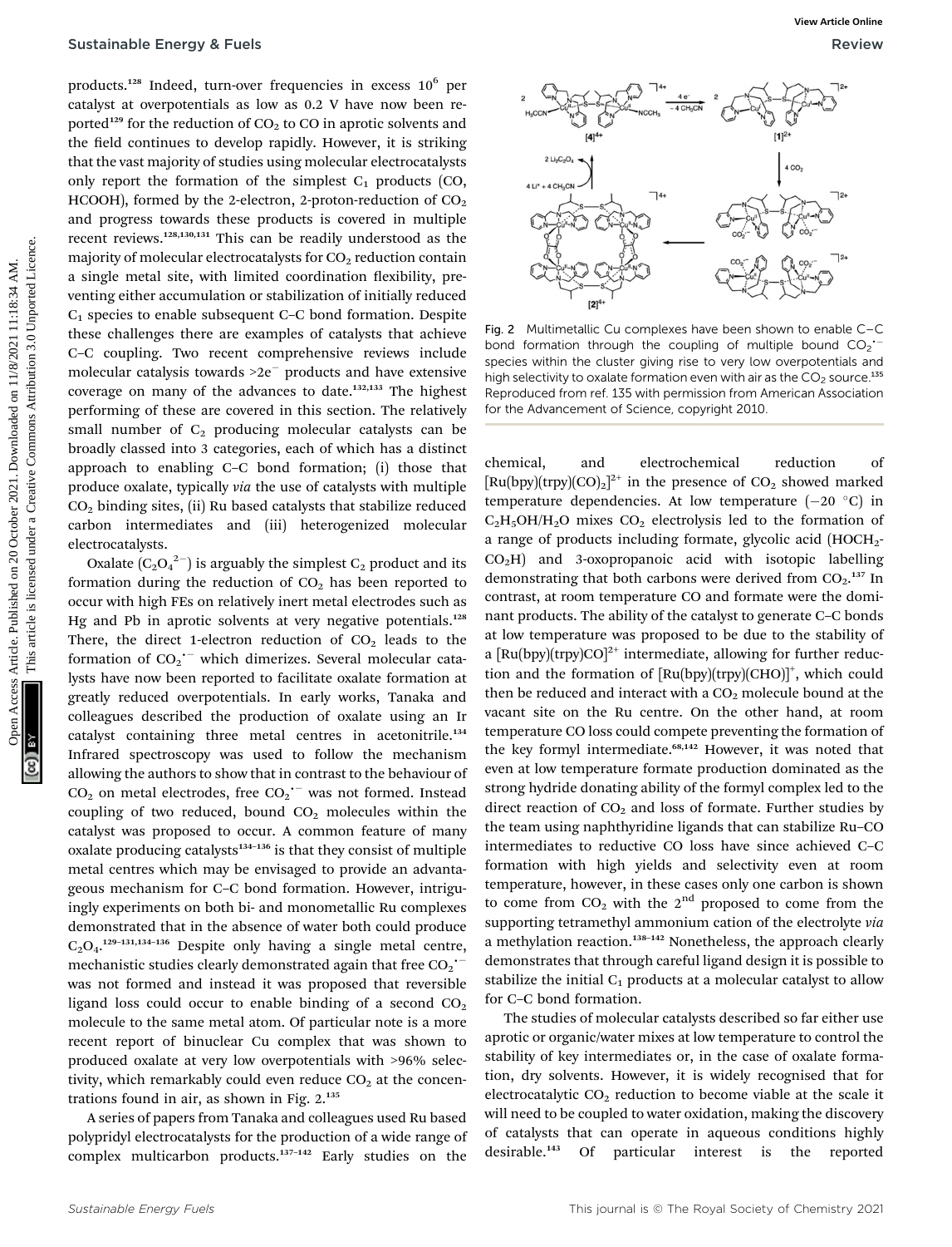products.[128] Indeed, turn-over frequencies in excess $10^6$ per catalyst at overpotentials as low as 0.2 V have now been reported[129] for the reduction of $CO_2$ to CO in aprotic solvents and the field continues to develop rapidly. However, it is striking that the vast majority of studies using molecular electrocatalysts only report the formation of the simplest $C_1$ products (CO, HCOOH), formed by the 2-electron, 2-proton-reduction of $CO_2$ and progress towards these products is covered in multiple recent reviews.[128,130,131] This can be readily understood as the majority of molecular electrocatalysts for $CO_2$ reduction contain a single metal site, with limited coordination flexibility, preventing either accumulation or stabilization of initially reduced $C_1$ species to enable subsequent C–C bond formation. Despite these challenges there are examples of catalysts that achieve C–C coupling. Two recent comprehensive reviews include molecular catalysis towards >2e⁻ products and have extensive coverage on many of the advances to date.[132,133] The highest performing of these are covered in this section. The relatively small number of $C_2$ producing molecular catalysts can be broadly classed into 3 categories, each of which has a distinct approach to enabling C–C bond formation; (i) those that produce oxalate, typically *via* the use of catalysts with multiple $CO_2$ binding sites, (ii) Ru based catalysts that stabilize reduced carbon intermediates and (iii) heterogenized molecular electrocatalysts.

Oxalate ($C_2O_4^{2-}$) is arguably the simplest $C_2$ product and its formation during the reduction of $CO_2$ has been reported to occur with high FEs on relatively inert metal electrodes such as Hg and Pb in aprotic solvents at very negative potentials.[128] There, the direct 1-electron reduction of $CO_2$ leads to the formation of $CO_2^{\bullet-}$ which dimerizes. Several molecular catalysts have now been reported to facilitate oxalate formation at greatly reduced overpotentials. In early works, Tanaka and colleagues described the production of oxalate using an Ir catalyst containing three metal centres in acetonitrile.[134] Infrared spectroscopy was used to follow the mechanism allowing the authors to show that in contrast to the behaviour of $CO_2$ on metal electrodes, free $CO_2^{\bullet-}$ was not formed. Instead coupling of two reduced, bound $CO_2$ molecules within the catalyst was proposed to occur. A common feature of many oxalate producing catalysts[134–136] is that they consist of multiple metal centres which may be envisaged to provide an advantageous mechanism for C–C bond formation. However, intriguingly experiments on both bi- and monometallic Ru complexes demonstrated that in the absence of water both could produce $C_2O_4$.[129–131,134–136] Despite only having a single metal centre, mechanistic studies clearly demonstrated again that free $CO_2^{\bullet-}$ was not formed and instead it was proposed that reversible ligand loss could occur to enable binding of a second $CO_2$ molecule to the same metal atom. Of particular note is a more recent report of binuclear Cu complex that was shown to produced oxalate at very low overpotentials with >96% selectivity, which remarkably could even reduce $CO_2$ at the concentrations found in air, as shown in Fig. 2.[135]

Fig. 2 Multimetallic Cu complexes have been shown to enable C–C bond formation through the coupling of multiple bound $CO_2^{\bullet-}$ species within the cluster giving rise to very low overpotentials and high selectivity to oxalate formation even with air as the $CO_2$ source.[135] Reproduced from ref. 135 with permission from American Association for the Advancement of Science, copyright 2010.

A series of papers from Tanaka and colleagues used Ru based polypyridyl electrocatalysts for the production of a wide range of complex multicarbon products.[137–142] Early studies on the chemical, and electrochemical reduction of $[Ru(bpy)(trpy)(CO)_2]^{2+}$ in the presence of $CO_2$ showed marked temperature dependencies. At low temperature (−20 °C) in $C_2H_5OH/H_2O$ mixes $CO_2$ electrolysis led to the formation of a range of products including formate, glycolic acid ($HOCH_2$-$CO_2H$) and 3-oxopropanoic acid with isotopic labelling demonstrating that both carbons were derived from $CO_2$.[137] In contrast, at room temperature CO and formate were the dominant products. The ability of the catalyst to generate C–C bonds at low temperature was proposed to be due to the stability of a $[Ru(bpy)(trpy)CO]^{2+}$ intermediate, allowing for further reduction and the formation of $[Ru(bpy)(trpy)(CHO)]^+$, which could then be reduced and interact with a $CO_2$ molecule bound at the vacant site on the Ru centre. On the other hand, at room temperature CO loss could compete preventing the formation of the key formyl intermediate.[68,142] However, it was noted that even at low temperature formate production dominated as the strong hydride donating ability of the formyl complex led to the direct reaction of $CO_2$ and loss of formate. Further studies by the team using naphthyridine ligands that can stabilize Ru–CO intermediates to reductive CO loss have since achieved C–C formation with high yields and selectivity even at room temperature, however, in these cases only one carbon is shown to come from $CO_2$ with the 2nd proposed to come from the supporting tetramethyl ammonium cation of the electrolyte *via* a methylation reaction.[138–142] Nonetheless, the approach clearly demonstrates that through careful ligand design it is possible to stabilize the initial $C_1$ products at a molecular catalyst to allow for C–C bond formation.

The studies of molecular catalysts described so far either use aprotic or organic/water mixes at low temperature to control the stability of key intermediates or, in the case of oxalate formation, dry solvents. However, it is widely recognised that for electrocatalytic $CO_2$ reduction to become viable at the scale it will need to be coupled to water oxidation, making the discovery of catalysts that can operate in aqueous conditions highly desirable.[143] Of particular interest is the reported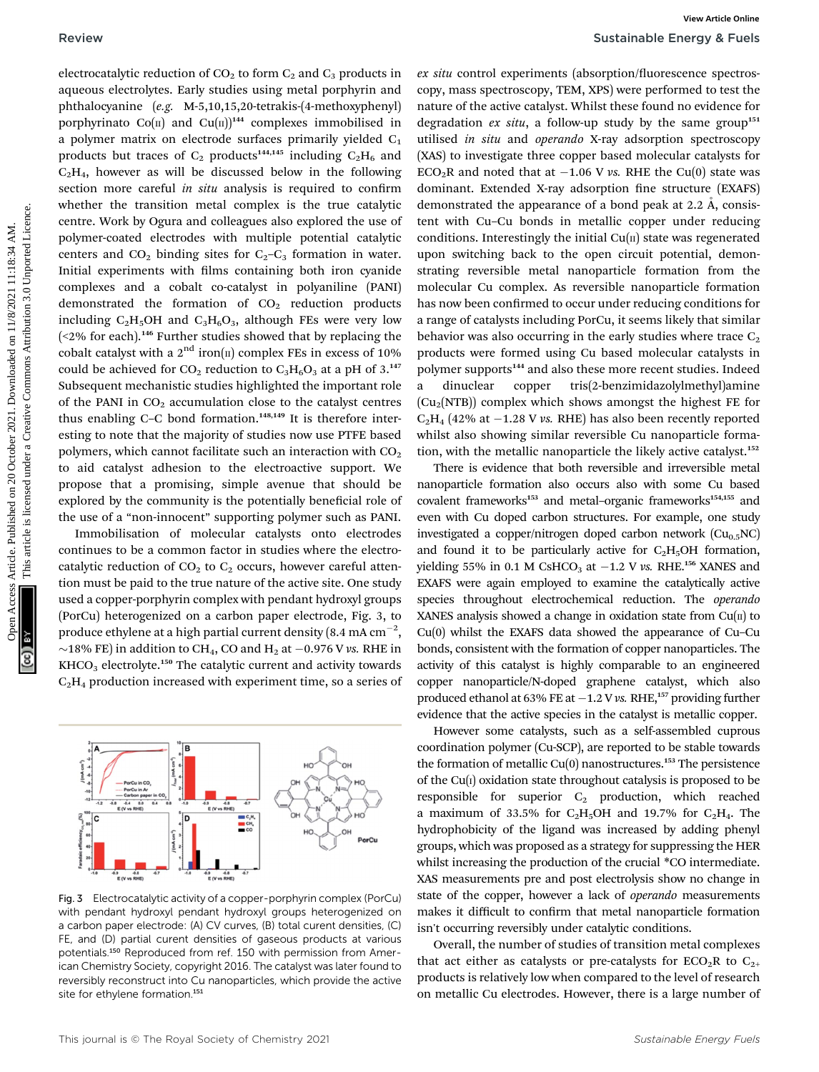electrocatalytic reduction of $CO_2$ to form $C_2$ and $C_3$ products in aqueous electrolytes. Early studies using metal porphyrin and phthalocyanine (*e.g.* M-5,10,15,20-tetrakis-(4-methoxyphenyl) porphyrinato Co(II) and Cu(II))[144] complexes immobilised in a polymer matrix on electrode surfaces primarily yielded $C_1$ products but traces of $C_2$ products[144,145] including $C_2H_6$ and $C_2H_4$, however as will be discussed below in the following section more careful *in situ* analysis is required to confirm whether the transition metal complex is the true catalytic centre. Work by Ogura and colleagues also explored the use of polymer-coated electrodes with multiple potential catalytic centers and $CO_2$ binding sites for $C_2$–$C_3$ formation in water. Initial experiments with films containing both iron cyanide complexes and a cobalt co-catalyst in polyaniline (PANI) demonstrated the formation of $CO_2$ reduction products including $C_2H_5OH$ and $C_3H_6O_3$, although FEs were very low (<2% for each).[146] Further studies showed that by replacing the cobalt catalyst with a 2nd iron(II) complex FEs in excess of 10% could be achieved for $CO_2$ reduction to $C_3H_6O_3$ at a pH of 3.[147] Subsequent mechanistic studies highlighted the important role of the PANI in $CO_2$ accumulation close to the catalyst centres thus enabling C–C bond formation.[148,149] It is therefore interesting to note that the majority of studies now use PTFE based polymers, which cannot facilitate such an interaction with $CO_2$ to aid catalyst adhesion to the electroactive support. We propose that a promising, simple avenue that should be explored by the community is the potentially beneficial role of the use of a "non-innocent" supporting polymer such as PANI.

Immobilisation of molecular catalysts onto electrodes continues to be a common factor in studies where the electrocatalytic reduction of $CO_2$ to $C_2$ occurs, however careful attention must be paid to the true nature of the active site. One study used a copper-porphyrin complex with pendant hydroxyl groups (PorCu) heterogenized on a carbon paper electrode, Fig. 3, to produce ethylene at a high partial current density (8.4 mA $cm^{-2}$, ~18% FE) in addition to $CH_4$, CO and $H_2$ at −0.976 V *vs.* RHE in $KHCO_3$ electrolyte.[150] The catalytic current and activity towards $C_2H_4$ production increased with experiment time, so a series of *ex situ* control experiments (absorption/fluorescence spectroscopy, mass spectroscopy, TEM, XPS) were performed to test the nature of the active catalyst. Whilst these found no evidence for degradation *ex situ*, a follow-up study by the same group[151] utilised *in situ* and *operando* X-ray adsorption spectroscopy (XAS) to investigate three copper based molecular catalysts for $ECO_2R$ and noted that at −1.06 V *vs.* RHE the Cu(0) state was dominant. Extended X-ray adsorption fine structure (EXAFS) demonstrated the appearance of a bond peak at 2.2 Å, consistent with Cu–Cu bonds in metallic copper under reducing conditions. Interestingly the initial Cu(II) state was regenerated upon switching back to the open circuit potential, demonstrating reversible metal nanoparticle formation from the molecular Cu complex. As reversible nanoparticle formation has now been confirmed to occur under reducing conditions for a range of catalysts including PorCu, it seems likely that similar behavior was also occurring in the early studies where trace $C_2$ products were formed using Cu based molecular catalysts in polymer supports[144] and also these more recent studies. Indeed a dinuclear copper tris(2-benzimidazolylmethyl)amine ($Cu_2$(NTB)) complex which shows amongst the highest FE for $C_2H_4$ (42% at −1.28 V *vs.* RHE) has also been recently reported whilst also showing similar reversible Cu nanoparticle formation, with the metallic nanoparticle the likely active catalyst.[152]

There is evidence that both reversible and irreversible metal nanoparticle formation also occurs also with some Cu based covalent frameworks[153] and metal–organic frameworks[154,155] and even with Cu doped carbon structures. For example, one study investigated a copper/nitrogen doped carbon network ($Cu_{0.5}$NC) and found it to be particularly active for $C_2H_5OH$ formation, yielding 55% in 0.1 M $CsHCO_3$ at −1.2 V *vs.* RHE.[156] XANES and EXAFS were again employed to examine the catalytically active species throughout electrochemical reduction. The *operando* XANES analysis showed a change in oxidation state from Cu(II) to Cu(0) whilst the EXAFS data showed the appearance of Cu–Cu bonds, consistent with the formation of copper nanoparticles. The activity of this catalyst is highly comparable to an engineered copper nanoparticle/N-doped graphene catalyst, which also produced ethanol at 63% FE at −1.2 V *vs.* RHE,[157] providing further evidence that the active species in the catalyst is metallic copper.

However some catalysts, such as a self-assembled cuprous coordination polymer (Cu-SCP), are reported to be stable towards the formation of metallic Cu(0) nanostructures.[153] The persistence of the Cu(I) oxidation state throughout catalysis is proposed to be responsible for superior $C_2$ production, which reached a maximum of 33.5% for $C_2H_5OH$ and 19.7% for $C_2H_4$. The hydrophobicity of the ligand was increased by adding phenyl groups, which was proposed as a strategy for suppressing the HER whilst increasing the production of the crucial *CO intermediate. XAS measurements pre and post electrolysis show no change in state of the copper, however a lack of *operando* measurements makes it difficult to confirm that metal nanoparticle formation isn't occurring reversibly under catalytic conditions.

Overall, the number of studies of transition metal complexes that act either as catalysts or pre-catalysts for $ECO_2R$ to $C_{2+}$ products is relatively low when compared to the level of research on metallic Cu electrodes. However, there is a large number of

Fig. 3 Electrocatalytic activity of a copper-porphyrin complex (PorCu) with pendant hydroxyl pendant hydroxyl groups heterogenized on a carbon paper electrode: (A) CV curves, (B) total current densities, (C) FE, and (D) partial curent densities of gaseous products at various potentials.[150] Reproduced from ref. 150 with permission from American Chemistry Society, copyright 2016. The catalyst was later found to reversibly reconstruct into Cu nanoparticles, which provide the active site for ethylene formation.[151]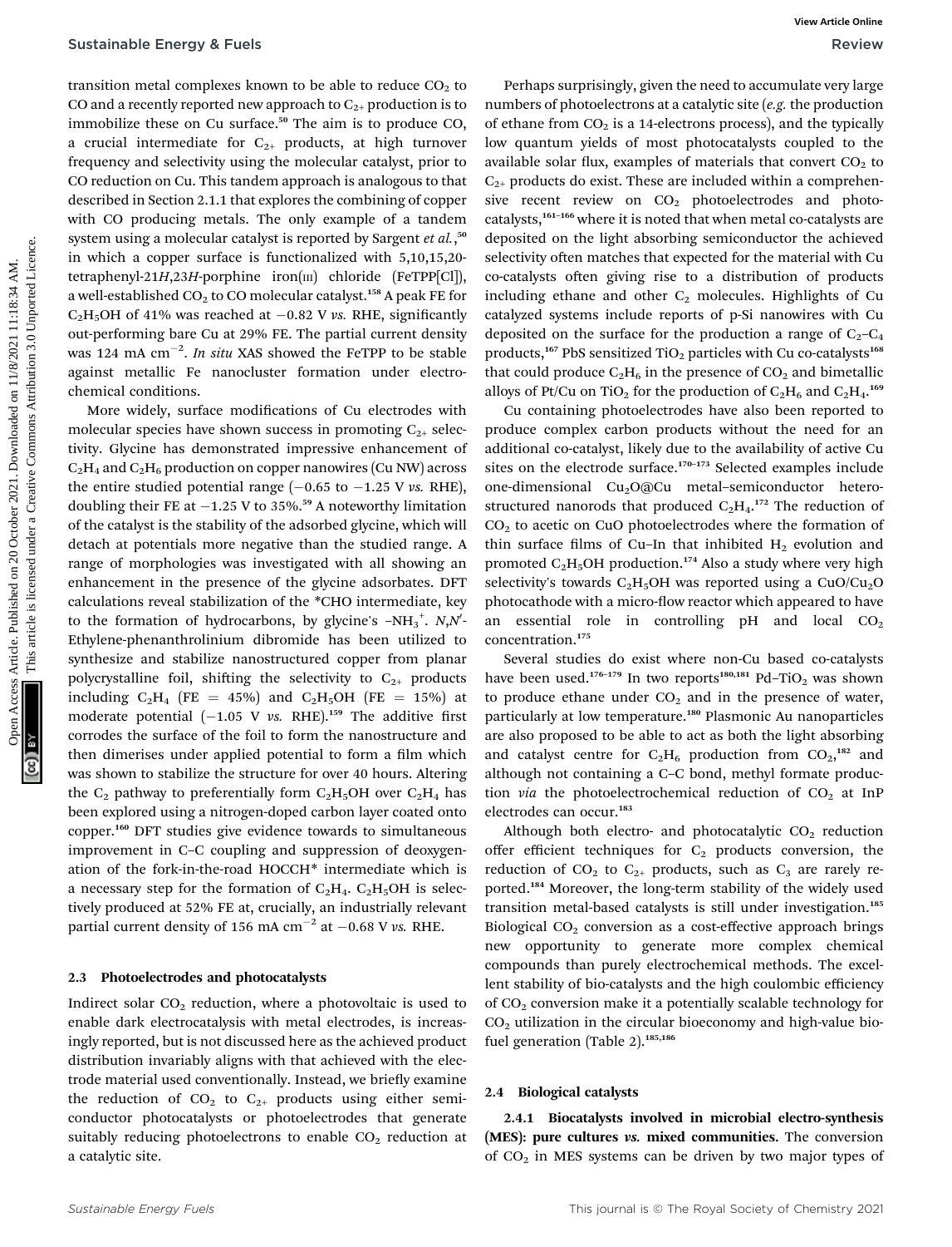transition metal complexes known to be able to reduce $CO_2$ to CO and a recently reported new approach to $C_{2+}$ production is to immobilize these on Cu surface.[50] The aim is to produce CO, a crucial intermediate for $C_{2+}$ products, at high turnover frequency and selectivity using the molecular catalyst, prior to CO reduction on Cu. This tandem approach is analogous to that described in Section 2.1.1 that explores the combining of copper with CO producing metals. The only example of a tandem system using a molecular catalyst is reported by Sargent *et al.*,[50] in which a copper surface is functionalized with 5,10,15,20-tetraphenyl-21*H*,23*H*-porphine iron(III) chloride (FeTPP[Cl]), a well-established $CO_2$ to CO molecular catalyst.[158] A peak FE for $C_2H_5OH$ of 41% was reached at −0.82 V *vs.* RHE, significantly out-performing bare Cu at 29% FE. The partial current density was 124 mA $cm^{-2}$. *In situ* XAS showed the FeTPP to be stable against metallic Fe nanocluster formation under electrochemical conditions.

More widely, surface modifications of Cu electrodes with molecular species have shown success in promoting $C_{2+}$ selectivity. Glycine has demonstrated impressive enhancement of $C_2H_4$ and $C_2H_6$ production on copper nanowires (Cu NW) across the entire studied potential range (−0.65 to −1.25 V *vs.* RHE), doubling their FE at −1.25 V to 35%.[59] A noteworthy limitation of the catalyst is the stability of the adsorbed glycine, which will detach at potentials more negative than the studied range. A range of morphologies was investigated with all showing an enhancement in the presence of the glycine adsorbates. DFT calculations reveal stabilization of the *CHO intermediate, key to the formation of hydrocarbons, by glycine's $-NH_3^+$. *N*,*N*′-Ethylene-phenanthrolinium dibromide has been utilized to synthesize and stabilize nanostructured copper from planar polycrystalline foil, shifting the selectivity to $C_{2+}$ products including $C_2H_4$ (FE = 45%) and $C_2H_5OH$ (FE = 15%) at moderate potential (−1.05 V *vs.* RHE).[159] The additive first corrodes the surface of the foil to form the nanostructure and then dimerises under applied potential to form a film which was shown to stabilize the structure for over 40 hours. Altering the $C_2$ pathway to preferentially form $C_2H_5OH$ over $C_2H_4$ has been explored using a nitrogen-doped carbon layer coated onto copper.[160] DFT studies give evidence towards simultaneous improvement in C–C coupling and suppression of deoxygenation of the fork-in-the-road HOCCH* intermediate which is a necessary step for the formation of $C_2H_4$. $C_2H_5OH$ is selectively produced at 52% FE at, crucially, an industrially relevant partial current density of 156 mA $cm^{-2}$ at −0.68 V *vs.* RHE.

### 2.3 Photoelectrodes and photocatalysts

Indirect solar $CO_2$ reduction, where a photovoltaic is used to enable dark electrocatalysis with metal electrodes, is increasingly reported, but is not discussed here as the achieved product distribution invariably aligns with that achieved with the electrode material used conventionally. Instead, we briefly examine the reduction of $CO_2$ to $C_{2+}$ products using either semiconductor photocatalysts or photoelectrodes that generate suitably reducing photoelectrons to enable $CO_2$ reduction at a catalytic site.

Perhaps surprisingly, given the need to accumulate very large numbers of photoelectrons at a catalytic site (*e.g.* the production of ethane from $CO_2$ is a 14-electrons process), and the typically low quantum yields of most photocatalysts coupled to the available solar flux, examples of materials that convert $CO_2$ to $C_{2+}$ products do exist. These are included within a comprehensive recent review on $CO_2$ photoelectrodes and photocatalysts,[161–166] where it is noted that when metal co-catalysts are deposited on the light absorbing semiconductor the achieved selectivity often matches that expected for the material with Cu co-catalysts often giving rise to a distribution of products including ethane and other $C_2$ molecules. Highlights of Cu catalyzed systems include reports of p-Si nanowires with Cu deposited on the surface for the production a range of $C_2$–$C_4$ products,[167] PbS sensitized $TiO_2$ particles with Cu co-catalysts[168] that could produce $C_2H_6$ in the presence of $CO_2$ and bimetallic alloys of Pt/Cu on $TiO_2$ for the production of $C_2H_6$ and $C_2H_4$.[169]

Cu containing photoelectrodes have also been reported to produce complex carbon products without the need for an additional co-catalyst, likely due to the availability of active Cu sites on the electrode surface.[170–173] Selected examples include one-dimensional $Cu_2O$@Cu metal–semiconductor heterostructured nanorods that produced $C_2H_4$.[172] The reduction of $CO_2$ to acetic on CuO photoelectrodes where the formation of thin surface films of Cu–In that inhibited $H_2$ evolution and promoted $C_2H_5OH$ production.[174] Also a study where very high selectivity's towards $C_2H_5OH$ was reported using a CuO/$Cu_2O$ photocathode with a micro-flow reactor which appeared to have an essential role in controlling pH and local $CO_2$ concentration.[175]

Several studies do exist where non-Cu based co-catalysts have been used.[176–179] In two reports[180,181] Pd–$TiO_2$ was shown to produce ethane under $CO_2$ and in the presence of water, particularly at low temperature.[180] Plasmonic Au nanoparticles are also proposed to be able to act as both the light absorbing and catalyst centre for $C_2H_6$ production from $CO_2$,[182] and although not containing a C–C bond, methyl formate production *via* the photoelectrochemical reduction of $CO_2$ at InP electrodes can occur.[183]

Although both electro- and photocatalytic $CO_2$ reduction offer efficient techniques for $C_2$ products conversion, the reduction of $CO_2$ to $C_{2+}$ products, such as $C_3$ are rarely reported.[184] Moreover, the long-term stability of the widely used transition metal-based catalysts is still under investigation.[185] Biological $CO_2$ conversion as a cost-effective approach brings new opportunity to generate more complex chemical compounds than purely electrochemical methods. The excellent stability of bio-catalysts and the high coulombic efficiency of $CO_2$ conversion make it a potentially scalable technology for $CO_2$ utilization in the circular bioeconomy and high-value biofuel generation (Table 2).[185,186]

### 2.4 Biological catalysts

**2.4.1 Biocatalysts involved in microbial electro-synthesis (MES): pure cultures *vs.* mixed communities.** The conversion of $CO_2$ in MES systems can be driven by two major types of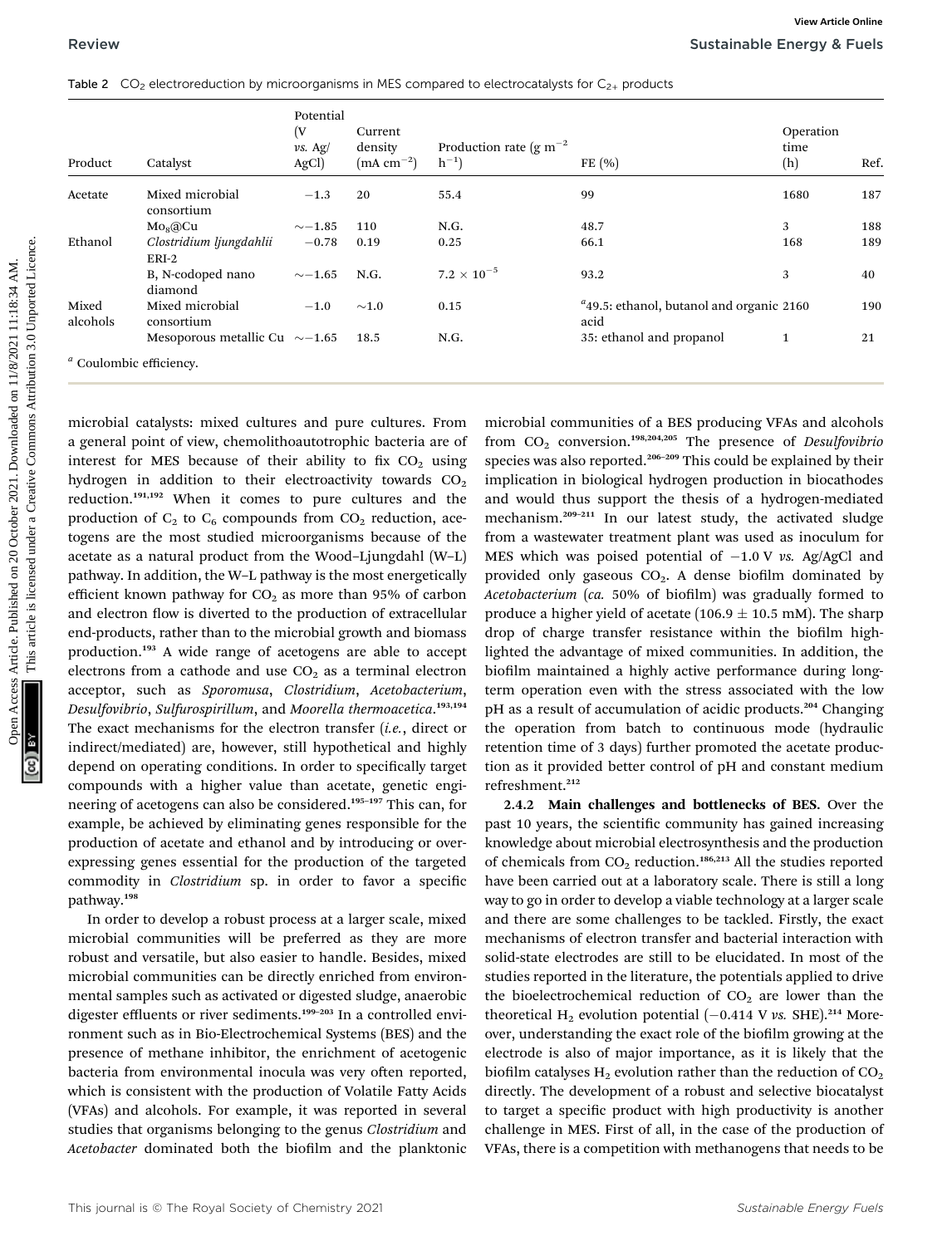Table 2 $CO_2$ electroreduction by microorganisms in MES compared to electrocatalysts for $C_{2+}$ products

| Product | Catalyst | Potential (V *vs.* Ag/AgCl) | Current density (mA $cm^{-2}$) | Production rate (g $m^{-2}$ $h^{-1}$) | FE (%) | Operation time (h) | Ref. |
|---|---|---|---|---|---|---|---|
| Acetate | Mixed microbial consortium | −1.3 | 20 | 55.4 | 99 | 1680 | 187 |
| | $Mo_8$@Cu | ∼−1.85 | 110 | N.G. | 48.7 | 3 | 188 |
| Ethanol | *Clostridium ljungdahlii* ERI-2 | −0.78 | 0.19 | 0.25 | 66.1 | 168 | 189 |
| | B, N-codoped nano diamond | ∼−1.65 | N.G. | $7.2 \times 10^{-5}$ | 93.2 | 3 | 40 |
| Mixed alcohols | Mixed microbial consortium | −1.0 | ∼1.0 | 0.15 | [a]49.5: ethanol, butanol and organic acid | 2160 | 190 |
| | Mesoporous metallic Cu | ∼−1.65 | 18.5 | N.G. | 35: ethanol and propanol | 1 | 21 |

[a] Coulombic efficiency.

microbial catalysts: mixed cultures and pure cultures. From a general point of view, chemolithoautotrophic bacteria are of interest for MES because of their ability to fix $CO_2$ using hydrogen in addition to their electroactivity towards $CO_2$ reduction.[191,192] When it comes to pure cultures and the production of $C_2$ to $C_6$ compounds from $CO_2$ reduction, acetogens are the most studied microorganisms because of the acetate as a natural product from the Wood–Ljungdahl (W–L) pathway. In addition, the W–L pathway is the most energetically efficient known pathway for $CO_2$ as more than 95% of carbon and electron flow is diverted to the production of extracellular end-products, rather than to the microbial growth and biomass production.[193] A wide range of acetogens are able to accept electrons from a cathode and use $CO_2$ as a terminal electron acceptor, such as *Sporomusa*, *Clostridium*, *Acetobacterium*, *Desulfovibrio*, *Sulfurospirillum*, and *Moorella thermoacetica*.[193,194] The exact mechanisms for the electron transfer (*i.e.*, direct or indirect/mediated) are, however, still hypothetical and highly depend on operating conditions. In order to specifically target compounds with a higher value than acetate, genetic engineering of acetogens can also be considered.[195–197] This can, for example, be achieved by eliminating genes responsible for the production of acetate and ethanol and by introducing or overexpressing genes essential for the production of the targeted commodity in *Clostridium* sp. in order to favor a specific pathway.[198]

In order to develop a robust process at a larger scale, mixed microbial communities will be preferred as they are more robust and versatile, but also easier to handle. Besides, mixed microbial communities can be directly enriched from environmental samples such as activated or digested sludge, anaerobic digester effluents or river sediments.[199–203] In a controlled environment such as in Bio-Electrochemical Systems (BES) and the presence of methane inhibitor, the enrichment of acetogenic bacteria from environmental inocula was very often reported, which is consistent with the production of Volatile Fatty Acids (VFAs) and alcohols. For example, it was reported in several studies that organisms belonging to the genus *Clostridium* and *Acetobacter* dominated both the biofilm and the planktonic microbial communities of a BES producing VFAs and alcohols from $CO_2$ conversion.[198,204,205] The presence of *Desulfovibrio* species was also reported.[206–209] This could be explained by their implication in biological hydrogen production in biocathodes and would thus support the thesis of a hydrogen-mediated mechanism.[209–211] In our latest study, the activated sludge from a wastewater treatment plant was used as inoculum for MES which was poised potential of −1.0 V *vs.* Ag/AgCl and provided only gaseous $CO_2$. A dense biofilm dominated by *Acetobacterium* (*ca.* 50% of biofilm) was gradually formed to produce a higher yield of acetate (106.9 ± 10.5 mM). The sharp drop of charge transfer resistance within the biofilm highlighted the advantage of mixed communities. In addition, the biofilm maintained a highly active performance during long-term operation even with the stress associated with the low pH as a result of accumulation of acidic products.[204] Changing the operation from batch to continuous mode (hydraulic retention time of 3 days) further promoted the acetate production as it provided better control of pH and constant medium refreshment.[212]

**2.4.2 Main challenges and bottlenecks of BES.** Over the past 10 years, the scientific community has gained increasing knowledge about microbial electrosynthesis and the production of chemicals from $CO_2$ reduction.[186,213] All the studies reported have been carried out at a laboratory scale. There is still a long way to go in order to develop a viable technology at a larger scale and there are some challenges to be tackled. Firstly, the exact mechanisms of electron transfer and bacterial interaction with solid-state electrodes are still to be elucidated. In most of the studies reported in the literature, the potentials applied to drive the bioelectrochemical reduction of $CO_2$ are lower than the theoretical $H_2$ evolution potential (−0.414 V *vs.* SHE).[214] Moreover, understanding the exact role of the biofilm growing at the electrode is also of major importance, as it is likely that the biofilm catalyses $H_2$ evolution rather than the reduction of $CO_2$ directly. The development of a robust and selective biocatalyst to target a specific product with high productivity is another challenge in MES. First of all, in the case of the production of VFAs, there is a competition with methanogens that needs to be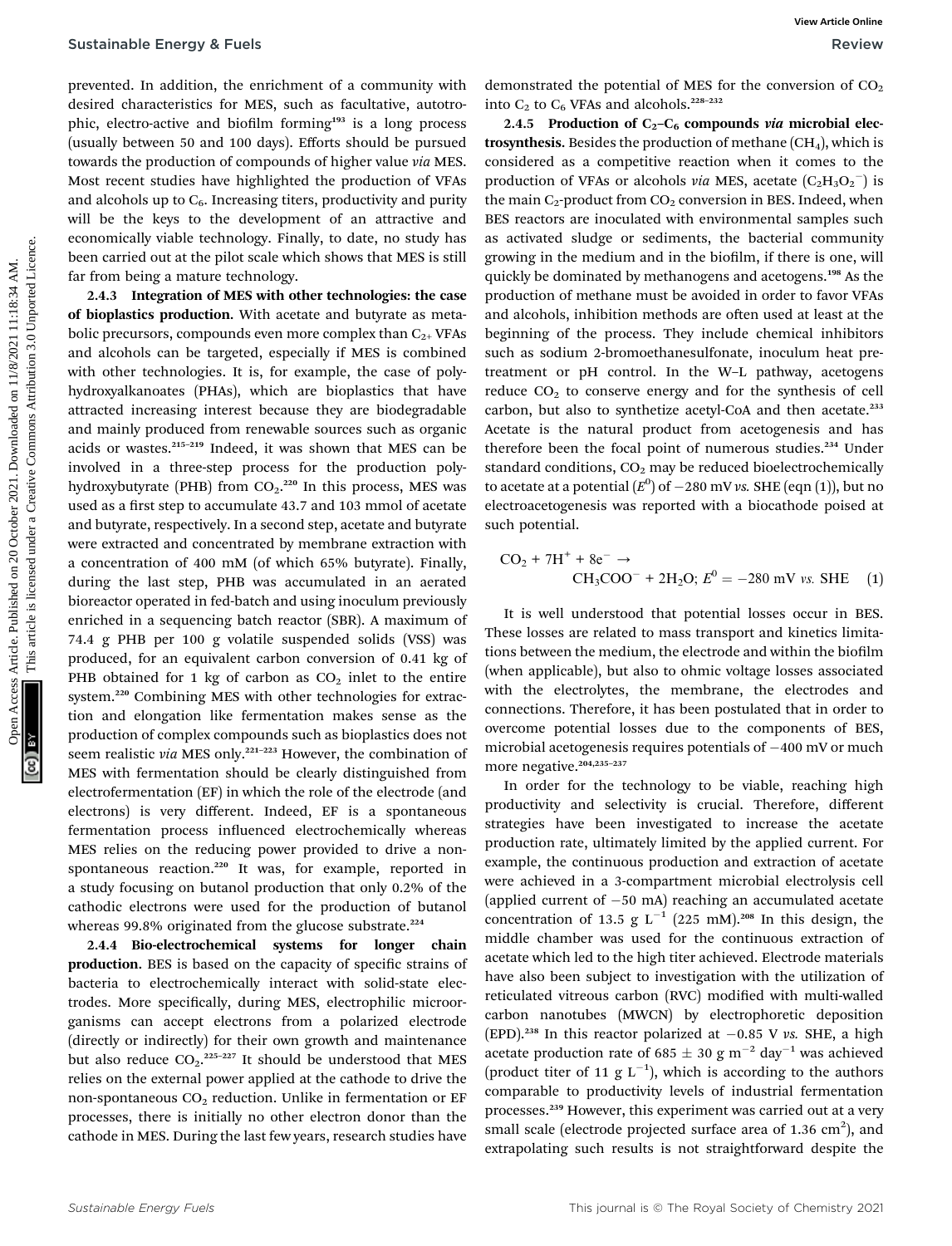prevented. In addition, the enrichment of a community with desired characteristics for MES, such as facultative, autotrophic, electro-active and biofilm forming[193] is a long process (usually between 50 and 100 days). Efforts should be pursued towards the production of compounds of higher value *via* MES. Most recent studies have highlighted the production of VFAs and alcohols up to $C_6$. Increasing titers, productivity and purity will be the keys to the development of an attractive and economically viable technology. Finally, to date, no study has been carried out at the pilot scale which shows that MES is still far from being a mature technology.

#### 2.4.3 Integration of MES with other technologies: the case of bioplastics production.

With acetate and butyrate as metabolic precursors, compounds even more complex than $C_{2+}$ VFAs and alcohols can be targeted, especially if MES is combined with other technologies. It is, for example, the case of polyhydroxyalkanoates (PHAs), which are bioplastics that have attracted increasing interest because they are biodegradable and mainly produced from renewable sources such as organic acids or wastes.[215–219] Indeed, it was shown that MES can be involved in a three-step process for the production polyhydroxybutyrate (PHB) from $CO_2$.[220] In this process, MES was used as a first step to accumulate 43.7 and 103 mmol of acetate and butyrate, respectively. In a second step, acetate and butyrate were extracted and concentrated by membrane extraction with a concentration of 400 mM (of which 65% butyrate). Finally, during the last step, PHB was accumulated in an aerated bioreactor operated in fed-batch and using inoculum previously enriched in a sequencing batch reactor (SBR). A maximum of 74.4 g PHB per 100 g volatile suspended solids (VSS) was produced, for an equivalent carbon conversion of 0.41 kg of PHB obtained for 1 kg of carbon as $CO_2$ inlet to the entire system.[220] Combining MES with other technologies for extraction and elongation like fermentation makes sense as the production of complex compounds such as bioplastics does not seem realistic *via* MES only.[221–223] However, the combination of MES with fermentation should be clearly distinguished from electrofermentation (EF) in which the role of the electrode (and electrons) is very different. Indeed, EF is a spontaneous fermentation process influenced electrochemically whereas MES relies on the reducing power provided to drive a non-spontaneous reaction.[220] It was, for example, reported in a study focusing on butanol production that only 0.2% of the cathodic electrons were used for the production of butanol whereas 99.8% originated from the glucose substrate.[224]

#### 2.4.4 Bio-electrochemical systems for longer chain production.

BES is based on the capacity of specific strains of bacteria to electrochemically interact with solid-state electrodes. More specifically, during MES, electrophilic microorganisms can accept electrons from a polarized electrode (directly or indirectly) for their own growth and maintenance but also reduce $CO_2$.[225–227] It should be understood that MES relies on the external power applied at the cathode to drive the non-spontaneous $CO_2$ reduction. Unlike in fermentation or EF processes, there is initially no other electron donor than the cathode in MES. During the last few years, research studies have demonstrated the potential of MES for the conversion of $CO_2$ into $C_2$ to $C_6$ VFAs and alcohols.[228–232]

#### 2.4.5 Production of $C_2$–$C_6$ compounds *via* microbial electrosynthesis.

Besides the production of methane ($CH_4$), which is considered as a competitive reaction when it comes to the production of VFAs or alcohols *via* MES, acetate ($C_2H_3O_2^-$) is the main $C_2$-product from $CO_2$ conversion in BES. Indeed, when BES reactors are inoculated with environmental samples such as activated sludge or sediments, the bacterial community growing in the medium and in the biofilm, if there is one, will quickly be dominated by methanogens and acetogens.[198] As the production of methane must be avoided in order to favor VFAs and alcohols, inhibition methods are often used at least at the beginning of the process. They include chemical inhibitors such as sodium 2-bromoethanesulfonate, inoculum heat pretreatment or pH control. In the W–L pathway, acetogens reduce $CO_2$ to conserve energy and for the synthesis of cell carbon, but also to synthetize acetyl-CoA and then acetate.[233] Acetate is the natural product from acetogenesis and has therefore been the focal point of numerous studies.[234] Under standard conditions, $CO_2$ may be reduced bioelectrochemically to acetate at a potential ($E^0$) of −280 mV *vs.* SHE (eqn (1)), but no electroacetogenesis was reported with a biocathode poised at such potential.

$$CO_2 + 7H^+ + 8e^- \rightarrow CH_3COO^- + 2H_2O;\ E^0 = -280\ \text{mV}\ vs.\ \text{SHE} \quad (1)$$

It is well understood that potential losses occur in BES. These losses are related to mass transport and kinetics limitations between the medium, the electrode and within the biofilm (when applicable), but also to ohmic voltage losses associated with the electrolytes, the membrane, the electrodes and connections. Therefore, it has been postulated that in order to overcome potential losses due to the components of BES, microbial acetogenesis requires potentials of −400 mV or much more negative.[204,235–237]

In order for the technology to be viable, reaching high productivity and selectivity is crucial. Therefore, different strategies have been investigated to increase the acetate production rate, ultimately limited by the applied current. For example, the continuous production and extraction of acetate were achieved in a 3-compartment microbial electrolysis cell (applied current of −50 mA) reaching an accumulated acetate concentration of 13.5 g $L^{-1}$ (225 mM).[208] In this design, the middle chamber was used for the continuous extraction of acetate which led to the high titer achieved. Electrode materials have also been subject to investigation with the utilization of reticulated vitreous carbon (RVC) modified with multi-walled carbon nanotubes (MWCN) by electrophoretic deposition (EPD).[238] In this reactor polarized at −0.85 V *vs.* SHE, a high acetate production rate of 685 ± 30 g $m^{-2}$ $day^{-1}$ was achieved (product titer of 11 g $L^{-1}$), which is according to the authors comparable to productivity levels of industrial fermentation processes.[239] However, this experiment was carried out at a very small scale (electrode projected surface area of 1.36 $cm^2$), and extrapolating such results is not straightforward despite the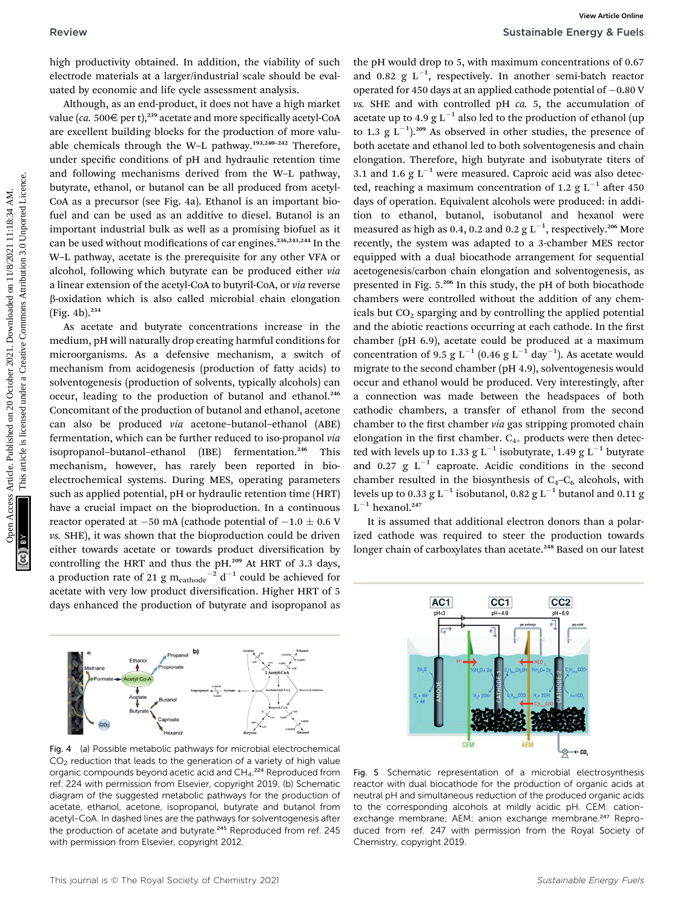high productivity obtained. In addition, the viability of such electrode materials at a larger/industrial scale should be evaluated by economic and life cycle assessment analysis.

Although, as an end-product, it does not have a high market value (*ca.* 500€ per t),[239] acetate and more specifically acetyl-CoA are excellent building blocks for the production of more valuable chemicals through the W–L pathway.[193,240–242] Therefore, under specific conditions of pH and hydraulic retention time and following mechanisms derived from the W–L pathway, butyrate, ethanol, or butanol can be all produced from acetyl-CoA as a precursor (see Fig. 4a). Ethanol is an important biofuel and can be used as an additive to diesel. Butanol is an important industrial bulk as well as a promising biofuel as it can be used without modifications of car engines.[236,243,244] In the W–L pathway, acetate is the prerequisite for any other VFA or alcohol, following which butyrate can be produced either *via* a linear extension of the acetyl-CoA to butyril-CoA, or *via* reverse β-oxidation which is also called microbial chain elongation (Fig. 4b).[234]

As acetate and butyrate concentrations increase in the medium, pH will naturally drop creating harmful conditions for microorganisms. As a defensive mechanism, a switch of mechanism from acidogenesis (production of fatty acids) to solventogenesis (production of solvents, typically alcohols) can occur, leading to the production of butanol and ethanol.[246] Concomitant of the production of butanol and ethanol, acetone can also be produced *via* acetone–butanol–ethanol (ABE) fermentation, which can be further reduced to iso-propanol *via* isopropanol–butanol–ethanol (IBE) fermentation.[246] This mechanism, however, has rarely been reported in bioelectrochemical systems. During MES, operating parameters such as applied potential, pH or hydraulic retention time (HRT) have a crucial impact on the bioproduction. In a continuous reactor operated at −50 mA (cathode potential of −1.0 ± 0.6 V *vs.* SHE), it was shown that the bioproduction could be driven either towards acetate or towards product diversification by controlling the HRT and thus the pH.[209] At HRT of 3.3 days, a production rate of 21 g $m_{cathode}^{-2}$ $d^{-1}$ could be achieved for acetate with very low product diversification. Higher HRT of 5 days enhanced the production of butyrate and isopropanol as the pH would drop to 5, with maximum concentrations of 0.67 and 0.82 g $L^{-1}$, respectively. In another semi-batch reactor operated for 450 days at an applied cathode potential of −0.80 V *vs.* SHE and with controlled pH *ca.* 5, the accumulation of acetate up to 4.9 g $L^{-1}$ also led to the production of ethanol (up to 1.3 g $L^{-1}$).[209] As observed in other studies, the presence of both acetate and ethanol led to both solventogenesis and chain elongation. Therefore, high butyrate and isobutyrate titers of 3.1 and 1.6 g $L^{-1}$ were measured. Caproic acid was also detected, reaching a maximum concentration of 1.2 g $L^{-1}$ after 450 days of operation. Equivalent alcohols were produced: in addition to ethanol, butanol, isobutanol and hexanol were measured as high as 0.4, 0.2 and 0.2 g $L^{-1}$, respectively.[206] More recently, the system was adapted to a 3-chamber MES rector equipped with a dual biocathode arrangement for sequential acetogenesis/carbon chain elongation and solventogenesis, as presented in Fig. 5.[206] In this study, the pH of both biocathode chambers were controlled without the addition of any chemicals but $CO_2$ sparging and by controlling the applied potential and the abiotic reactions occurring at each cathode. In the first chamber (pH 6.9), acetate could be produced at a maximum concentration of 9.5 g $L^{-1}$ (0.46 g $L^{-1}$ $day^{-1}$). As acetate would migrate to the second chamber (pH 4.9), solventogenesis would occur and ethanol would be produced. Very interestingly, after a connection was made between the headspaces of both cathodic chambers, a transfer of ethanol from the second chamber to the first chamber *via* gas stripping promoted chain elongation in the first chamber. $C_{4+}$ products were then detected with levels up to 1.33 g $L^{-1}$ isobutyrate, 1.49 g $L^{-1}$ butyrate and 0.27 g $L^{-1}$ caproate. Acidic conditions in the second chamber resulted in the biosynthesis of $C_4$–$C_6$ alcohols, with levels up to 0.33 g $L^{-1}$ isobutanol, 0.82 g $L^{-1}$ butanol and 0.11 g $L^{-1}$ hexanol.[247]

It is assumed that additional electron donors than a polarized cathode was required to steer the production towards longer chain of carboxylates than acetate.[248] Based on our latest

Fig. 4 (a) Possible metabolic pathways for microbial electrochemical $CO_2$ reduction that leads to the generation of a variety of high value organic compounds beyond acetic acid and $CH_4$.[224] Reproduced from ref. 224 with permission from Elsevier, copyright 2019. (b) Schematic diagram of the suggested metabolic pathways for the production of acetate, ethanol, acetone, isopropanol, butyrate and butanol from acetyl-CoA. In dashed lines are the pathways for solventogenesis after the production of acetate and butyrate.[245] Reproduced from ref. 245 with permission from Elsevier, copyright 2012.

Fig. 5 Schematic representation of a microbial electrosynthesis reactor with dual biocathode for the production of organic acids at neutral pH and simultaneous reduction of the produced organic acids to the corresponding alcohols at mildly acidic pH. CEM: cation-exchange membrane; AEM: anion exchange membrane.[247] Reproduced from ref. 247 with permission from the Royal Society of Chemistry, copyright 2019.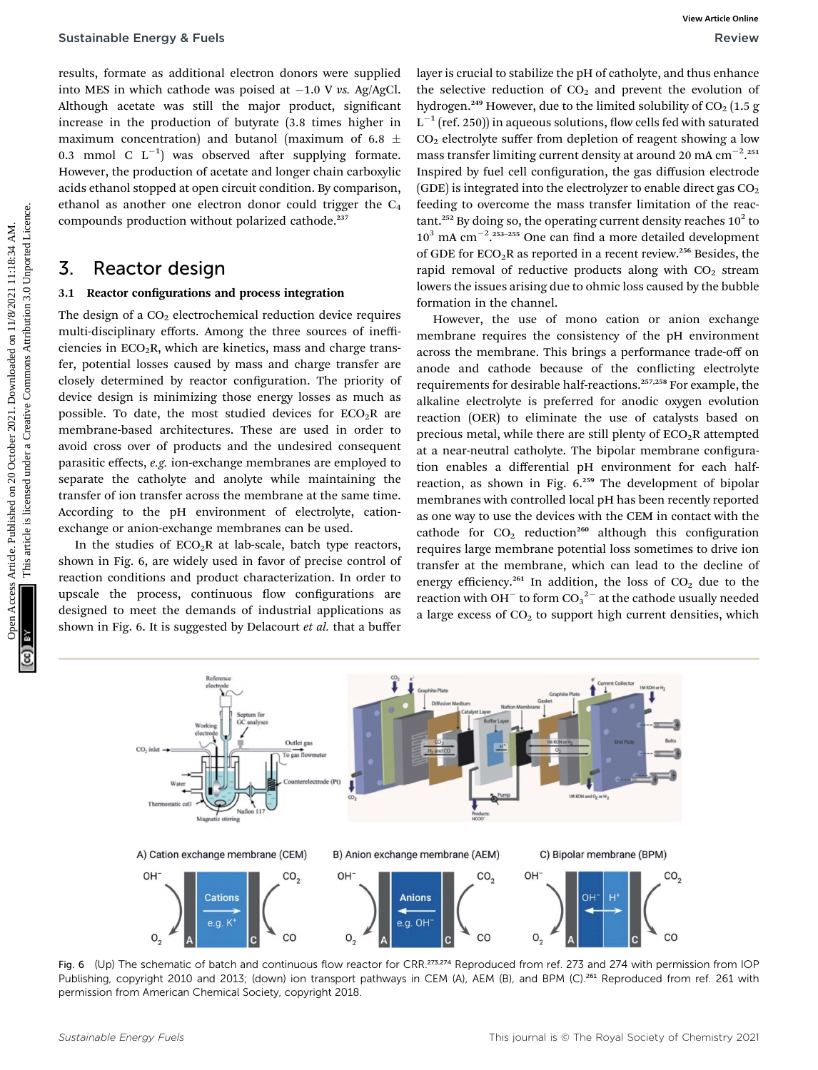results, formate as additional electron donors were supplied into MES in which cathode was poised at −1.0 V *vs.* Ag/AgCl. Although acetate was still the major product, significant increase in the production of butyrate (3.8 times higher in maximum concentration) and butanol (maximum of 6.8 ± 0.3 mmol C $L^{-1}$) was observed after supplying formate. However, the production of acetate and longer chain carboxylic acids ethanol stopped at open circuit condition. By comparison, ethanol as another one electron donor could trigger the $C_4$ compounds production without polarized cathode.[237]

# 3. Reactor design

## 3.1 Reactor configurations and process integration

The design of a $CO_2$ electrochemical reduction device requires multi-disciplinary efforts. Among the three sources of inefficiencies in $ECO_2R$, which are kinetics, mass and charge transfer, potential losses caused by mass and charge transfer are closely determined by reactor configuration. The priority of device design is minimizing those energy losses as much as possible. To date, the most studied devices for $ECO_2R$ are membrane-based architectures. These are used in order to avoid cross over of products and the undesired consequent parasitic effects, *e.g.* ion-exchange membranes are employed to separate the catholyte and anolyte while maintaining the transfer of ion transfer across the membrane at the same time. According to the pH environment of electrolyte, cation-exchange or anion-exchange membranes can be used.

In the studies of $ECO_2R$ at lab-scale, batch type reactors, shown in Fig. 6, are widely used in favor of precise control of reaction conditions and product characterization. In order to upscale the process, continuous flow configurations are designed to meet the demands of industrial applications as shown in Fig. 6. It is suggested by Delacourt *et al.* that a buffer layer is crucial to stabilize the pH of catholyte, and thus enhance the selective reduction of $CO_2$ and prevent the evolution of hydrogen.[249] However, due to the limited solubility of $CO_2$ (1.5 g $L^{-1}$ (ref. 250)) in aqueous solutions, flow cells fed with saturated $CO_2$ electrolyte suffer from depletion of reagent showing a low mass transfer limiting current density at around 20 mA $cm^{-2}$.[251] Inspired by fuel cell configuration, the gas diffusion electrode (GDE) is integrated into the electrolyzer to enable direct gas $CO_2$ feeding to overcome the mass transfer limitation of the reactant.[252] By doing so, the operating current density reaches $10^2$ to $10^3$ mA $cm^{-2}$.[253–255] One can find a more detailed development of GDE for $ECO_2R$ as reported in a recent review.[256] Besides, the rapid removal of reductive products along with $CO_2$ stream lowers the issues arising due to ohmic loss caused by the bubble formation in the channel.

However, the use of mono cation or anion exchange membrane requires the consistency of the pH environment across the membrane. This brings a performance trade-off on anode and cathode because of the conflicting electrolyte requirements for desirable half-reactions.[257,258] For example, the alkaline electrolyte is preferred for anodic oxygen evolution reaction (OER) to eliminate the use of catalysts based on precious metal, while there are still plenty of $ECO_2R$ attempted at a near-neutral catholyte. The bipolar membrane configuration enables a differential pH environment for each half-reaction, as shown in Fig. 6.[259] The development of bipolar membranes with controlled local pH has been recently reported as one way to use the devices with the CEM in contact with the cathode for $CO_2$ reduction[260] although this configuration requires large membrane potential loss sometimes to drive ion transfer at the membrane, which can lead to the decline of energy efficiency.[261] In addition, the loss of $CO_2$ due to the reaction with $OH^-$ to form $CO_3^{2-}$ at the cathode usually needed a large excess of $CO_2$ to support high current densities, which

Fig. 6 (Up) The schematic of batch and continuous flow reactor for CRR.[273,274] Reproduced from ref. 273 and 274 with permission from IOP Publishing, copyright 2010 and 2013; (down) ion transport pathways in CEM (A), AEM (B), and BPM (C).[261] Reproduced from ref. 261 with permission from American Chemical Society, copyright 2018.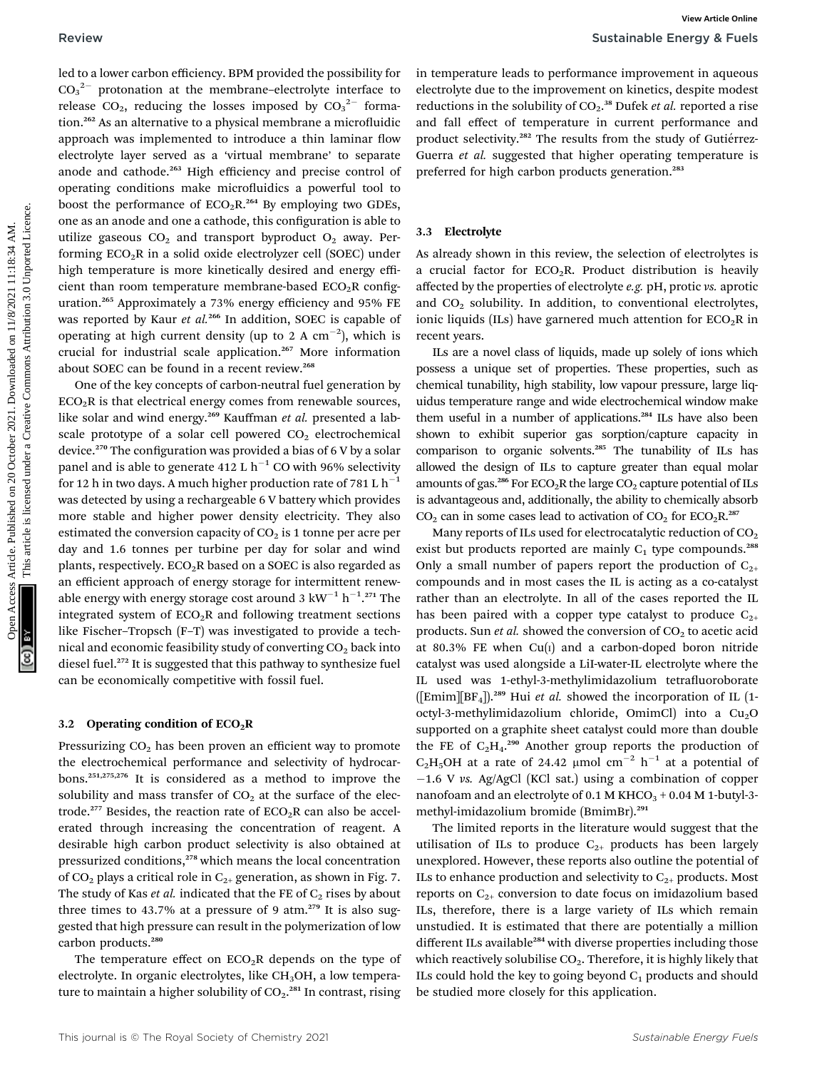led to a lower carbon efficiency. BPM provided the possibility for $CO_3^{2-}$ protonation at the membrane–electrolyte interface to release $CO_2$, reducing the losses imposed by $CO_3^{2-}$ formation.[262] As an alternative to a physical membrane a microfluidic approach was implemented to introduce a thin laminar flow electrolyte layer served as a 'virtual membrane' to separate anode and cathode.[263] High efficiency and precise control of operating conditions make microfluidics a powerful tool to boost the performance of $ECO_2R$.[264] By employing two GDEs, one as an anode and one a cathode, this configuration is able to utilize gaseous $CO_2$ and transport byproduct $O_2$ away. Performing $ECO_2R$ in a solid oxide electrolyzer cell (SOEC) under high temperature is more kinetically desired and energy efficient than room temperature membrane-based $ECO_2R$ configuration.[265] Approximately a 73% energy efficiency and 95% FE was reported by Kaur *et al.*[266] In addition, SOEC is capable of operating at high current density (up to 2 A $cm^{-2}$), which is crucial for industrial scale application.[267] More information about SOEC can be found in a recent review.[268]

One of the key concepts of carbon-neutral fuel generation by $ECO_2R$ is that electrical energy comes from renewable sources, like solar and wind energy.[269] Kauffman *et al.* presented a lab-scale prototype of a solar cell powered $CO_2$ electrochemical device.[270] The configuration was provided a bias of 6 V by a solar panel and is able to generate 412 L $h^{-1}$ CO with 96% selectivity for 12 h in two days. A much higher production rate of 781 L $h^{-1}$ was detected by using a rechargeable 6 V battery which provides more stable and higher power density electricity. They also estimated the conversion capacity of $CO_2$ is 1 tonne per acre per day and 1.6 tonnes per turbine per day for solar and wind plants, respectively. $ECO_2R$ based on a SOEC is also regarded as an efficient approach of energy storage for intermittent renewable energy with energy storage cost around 3 $kW^{-1}$ $h^{-1}$.[271] The integrated system of $ECO_2R$ and following treatment sections like Fischer–Tropsch (F–T) was investigated to provide a technical and economic feasibility study of converting $CO_2$ back into diesel fuel.[272] It is suggested that this pathway to synthesize fuel can be economically competitive with fossil fuel.

### 3.2 Operating condition of $ECO_2R$

Pressurizing $CO_2$ has been proven an efficient way to promote the electrochemical performance and selectivity of hydrocarbons.[251,275,276] It is considered as a method to improve the solubility and mass transfer of $CO_2$ at the surface of the electrode.[277] Besides, the reaction rate of $ECO_2R$ can also be accelerated through increasing the concentration of reagent. A desirable high carbon product selectivity is also obtained at pressurized conditions,[278] which means the local concentration of $CO_2$ plays a critical role in $C_{2+}$ generation, as shown in Fig. 7. The study of Kas *et al.* indicated that the FE of $C_2$ rises by about three times to 43.7% at a pressure of 9 atm.[279] It is also suggested that high pressure can result in the polymerization of low carbon products.[280]

The temperature effect on $ECO_2R$ depends on the type of electrolyte. In organic electrolytes, like $CH_3OH$, a low temperature to maintain a higher solubility of $CO_2$.[281] In contrast, rising in temperature leads to performance improvement in aqueous electrolyte due to the improvement on kinetics, despite modest reductions in the solubility of $CO_2$.[38] Dufek *et al.* reported a rise and fall effect of temperature in current performance and product selectivity.[282] The results from the study of Gutiérrez-Guerra *et al.* suggested that higher operating temperature is preferred for high carbon products generation.[283]

### 3.3 Electrolyte

As already shown in this review, the selection of electrolytes is a crucial factor for $ECO_2R$. Product distribution is heavily affected by the properties of electrolyte *e.g.* pH, protic *vs.* aprotic and $CO_2$ solubility. In addition, to conventional electrolytes, ionic liquids (ILs) have garnered much attention for $ECO_2R$ in recent years.

ILs are a novel class of liquids, made up solely of ions which possess a unique set of properties. These properties, such as chemical tunability, high stability, low vapour pressure, large liquidus temperature range and wide electrochemical window make them useful in a number of applications.[284] ILs have also been shown to exhibit superior gas sorption/capture capacity in comparison to organic solvents.[285] The tunability of ILs has allowed the design of ILs to capture greater than equal molar amounts of gas.[286] For $ECO_2R$ the large $CO_2$ capture potential of ILs is advantageous and, additionally, the ability to chemically absorb $CO_2$ can in some cases lead to activation of $CO_2$ for $ECO_2R$.[287]

Many reports of ILs used for electrocatalytic reduction of $CO_2$ exist but products reported are mainly $C_1$ type compounds.[288] Only a small number of papers report the production of $C_{2+}$ compounds and in most cases the IL is acting as a co-catalyst rather than an electrolyte. In all of the cases reported the IL has been paired with a copper type catalyst to produce $C_{2+}$ products. Sun *et al.* showed the conversion of $CO_2$ to acetic acid at 80.3% FE when Cu(I) and a carbon-doped boron nitride catalyst was used alongside a LiI-water-IL electrolyte where the IL used was 1-ethyl-3-methylimidazolium tetrafluoroborate ([Emim][$BF_4$]).[289] Hui *et al.* showed the incorporation of IL (1-octyl-3-methylimidazolium chloride, OmimCl) into a $Cu_2O$ supported on a graphite sheet catalyst could more than double the FE of $C_2H_4$.[290] Another group reports the production of $C_2H_5OH$ at a rate of 24.42 μmol $cm^{-2}$ $h^{-1}$ at a potential of −1.6 V *vs.* Ag/AgCl (KCl sat.) using a combination of copper nanofoam and an electrolyte of 0.1 M $KHCO_3$ + 0.04 M 1-butyl-3-methyl-imidazolium bromide (BmimBr).[291]

The limited reports in the literature would suggest that the utilisation of ILs to produce $C_{2+}$ products has been largely unexplored. However, these reports also outline the potential of ILs to enhance production and selectivity to $C_{2+}$ products. Most reports on $C_{2+}$ conversion to date focus on imidazolium based ILs, therefore, there is a large variety of ILs which remain unstudied. It is estimated that there are potentially a million different ILs available[284] with diverse properties including those which reactively solubilise $CO_2$. Therefore, it is highly likely that ILs could hold the key to going beyond $C_1$ products and should be studied more closely for this application.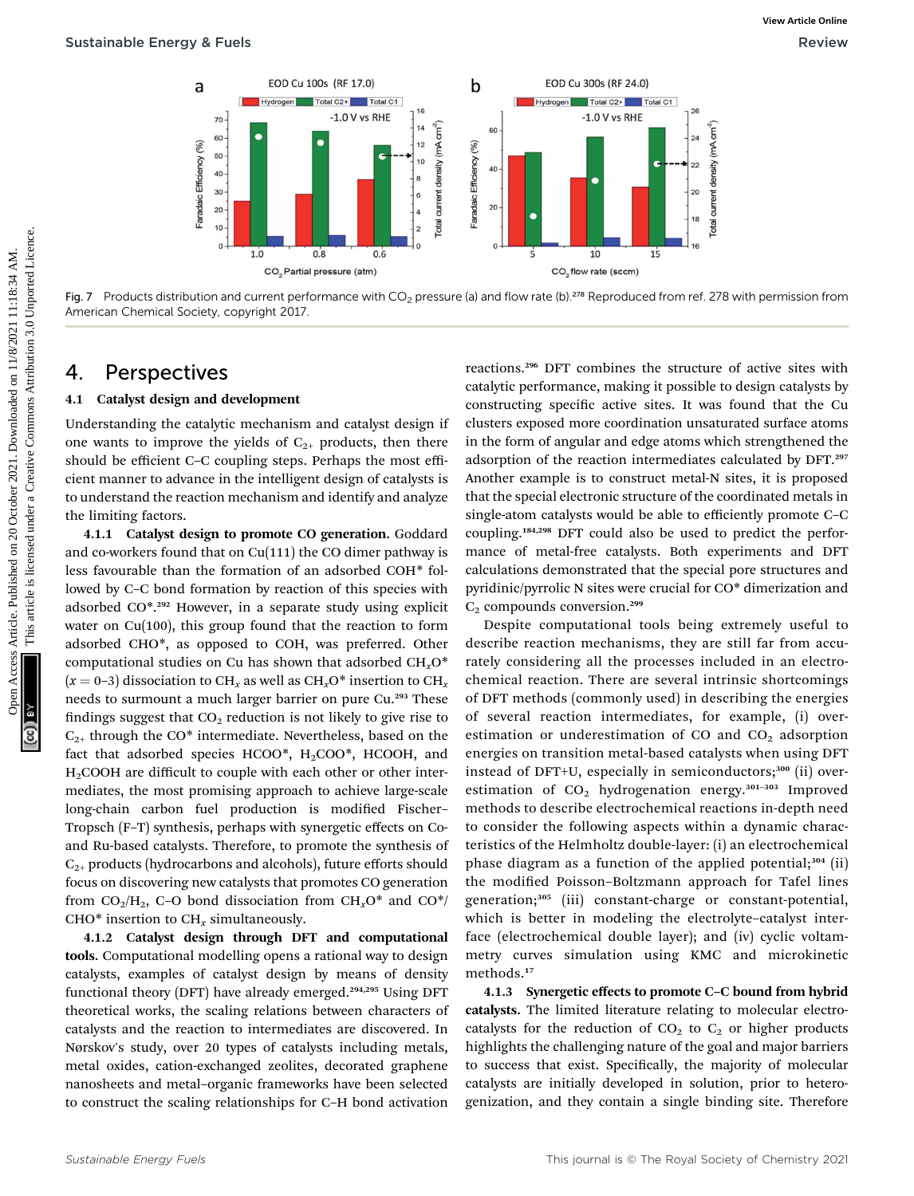Fig. 7 Products distribution and current performance with $CO_2$ pressure (a) and flow rate (b).[278] Reproduced from ref. 278 with permission from American Chemical Society, copyright 2017.

# 4. Perspectives

## 4.1 Catalyst design and development

Understanding the catalytic mechanism and catalyst design if one wants to improve the yields of $C_{2+}$ products, then there should be efficient C–C coupling steps. Perhaps the most efficient manner to advance in the intelligent design of catalysts is to understand the reaction mechanism and identify and analyze the limiting factors.

**4.1.1 Catalyst design to promote CO generation.** Goddard and co-workers found that on Cu(111) the CO dimer pathway is less favourable than the formation of an adsorbed COH* followed by C–C bond formation by reaction of this species with adsorbed CO*.[292] However, in a separate study using explicit water on Cu(100), this group found that the reaction to form adsorbed CHO*, as opposed to COH, was preferred. Other computational studies on Cu has shown that adsorbed $CH_xO$* ($x = 0$–3) dissociation to $CH_x$ as well as $CH_xO$* insertion to $CH_x$ needs to surmount a much larger barrier on pure Cu.[293] These findings suggest that $CO_2$ reduction is not likely to give rise to $C_{2+}$ through the CO* intermediate. Nevertheless, based on the fact that adsorbed species HCOO*, $H_2COO$*, HCOOH, and $H_2COOH$ are difficult to couple with each other or other intermediates, the most promising approach to achieve large-scale long-chain carbon fuel production is modified Fischer–Tropsch (F–T) synthesis, perhaps with synergetic effects on Co- and Ru-based catalysts. Therefore, to promote the synthesis of $C_{2+}$ products (hydrocarbons and alcohols), future efforts should focus on discovering new catalysts that promotes CO generation from $CO_2/H_2$, C–O bond dissociation from $CH_xO$* and CO*/CHO* insertion to $CH_x$ simultaneously.

**4.1.2 Catalyst design through DFT and computational tools.** Computational modelling opens a rational way to design catalysts, examples of catalyst design by means of density functional theory (DFT) have already emerged.[294,295] Using DFT theoretical works, the scaling relations between characters of catalysts and the reaction to intermediates are discovered. In Nørskov's study, over 20 types of catalysts including metals, metal oxides, cation-exchanged zeolites, decorated graphene nanosheets and metal–organic frameworks have been selected to construct the scaling relationships for C–H bond activation reactions.[296] DFT combines the structure of active sites with catalytic performance, making it possible to design catalysts by constructing specific active sites. It was found that the Cu clusters exposed more coordination unsaturated surface atoms in the form of angular and edge atoms which strengthened the adsorption of the reaction intermediates calculated by DFT.[297] Another example is to construct metal-N sites, it is proposed that the special electronic structure of the coordinated metals in single-atom catalysts would be able to efficiently promote C–C coupling.[184,298] DFT could also be used to predict the performance of metal-free catalysts. Both experiments and DFT calculations demonstrated that the special pore structures and pyridinic/pyrrolic N sites were crucial for CO* dimerization and $C_2$ compounds conversion.[299]

Despite computational tools being extremely useful to describe reaction mechanisms, they are still far from accurately considering all the processes included in an electrochemical reaction. There are several intrinsic shortcomings of DFT methods (commonly used) in describing the energies of several reaction intermediates, for example, (i) overestimation or underestimation of CO and $CO_2$ adsorption energies on transition metal-based catalysts when using DFT instead of DFT+U, especially in semiconductors;[300] (ii) overestimation of $CO_2$ hydrogenation energy.[301–303] Improved methods to describe electrochemical reactions in-depth need to consider the following aspects within a dynamic characteristics of the Helmholtz double-layer: (i) an electrochemical phase diagram as a function of the applied potential;[304] (ii) the modified Poisson–Boltzmann approach for Tafel lines generation;[305] (iii) constant-charge or constant-potential, which is better in modeling the electrolyte–catalyst interface (electrochemical double layer); and (iv) cyclic voltammetry curves simulation using KMC and microkinetic methods.[17]

**4.1.3 Synergetic effects to promote C–C bound from hybrid catalysts.** The limited literature relating to molecular electrocatalysts for the reduction of $CO_2$ to $C_2$ or higher products highlights the challenging nature of the goal and major barriers to success that exist. Specifically, the majority of molecular catalysts are initially developed in solution, prior to heterogenization, and they contain a single binding site. Therefore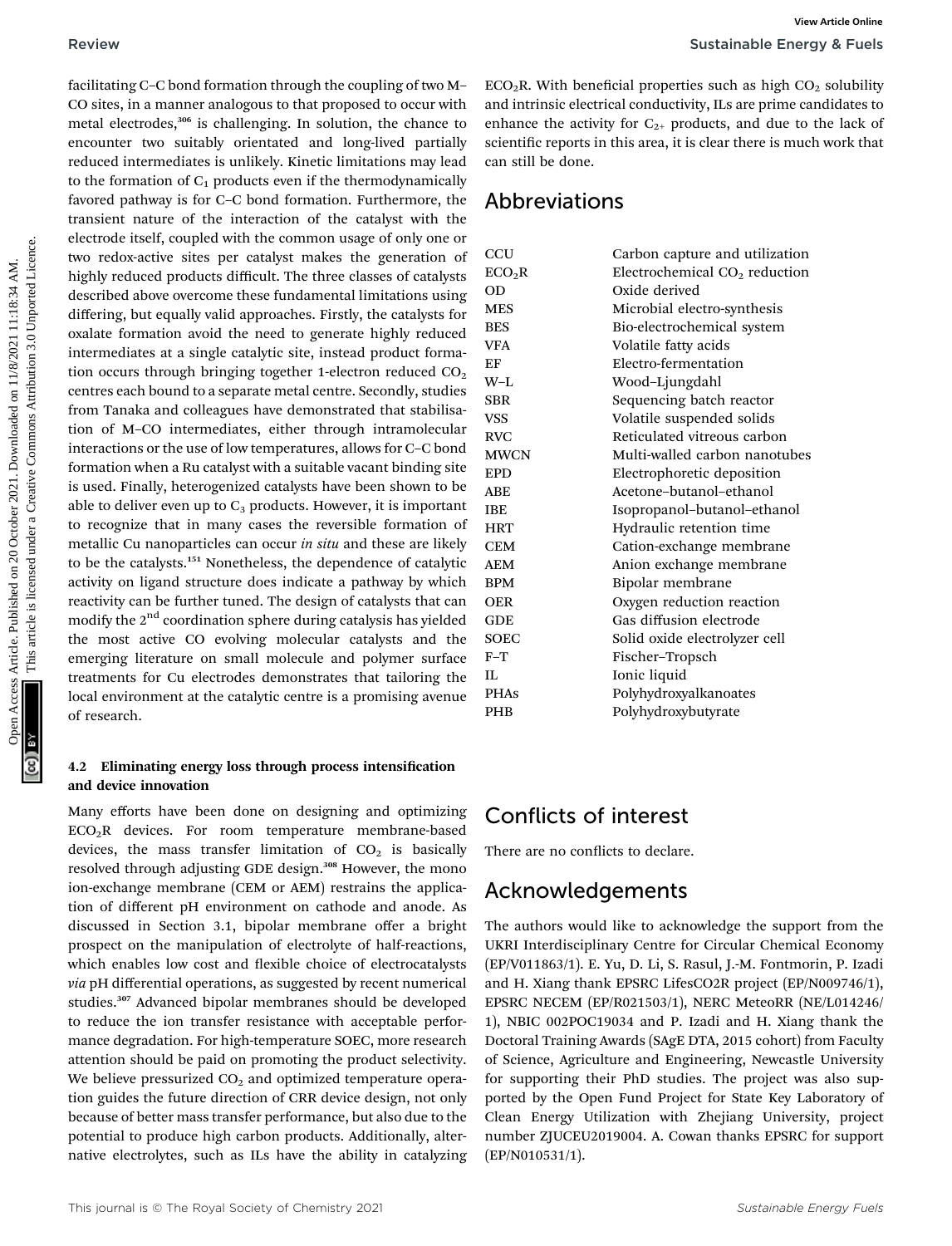facilitating C–C bond formation through the coupling of two M–CO sites, in a manner analogous to that proposed to occur with metal electrodes,[306] is challenging. In solution, the chance to encounter two suitably orientated and long-lived partially reduced intermediates is unlikely. Kinetic limitations may lead to the formation of $C_1$ products even if the thermodynamically favored pathway is for C–C bond formation. Furthermore, the transient nature of the interaction of the catalyst with the electrode itself, coupled with the common usage of only one or two redox-active sites per catalyst makes the generation of highly reduced products difficult. The three classes of catalysts described above overcome these fundamental limitations using differing, but equally valid approaches. Firstly, the catalysts for oxalate formation avoid the need to generate highly reduced intermediates at a single catalytic site, instead product formation occurs through bringing together 1-electron reduced $CO_2$ centres each bound to a separate metal centre. Secondly, studies from Tanaka and colleagues have demonstrated that stabilisation of M–CO intermediates, either through intramolecular interactions or the use of low temperatures, allows for C–C bond formation when a Ru catalyst with a suitable vacant binding site is used. Finally, heterogenized catalysts have been shown to be able to deliver even up to $C_3$ products. However, it is important to recognize that in many cases the reversible formation of metallic Cu nanoparticles can occur *in situ* and these are likely to be the catalysts.[151] Nonetheless, the dependence of catalytic activity on ligand structure does indicate a pathway by which reactivity can be further tuned. The design of catalysts that can modify the 2nd coordination sphere during catalysis has yielded the most active CO evolving molecular catalysts and the emerging literature on small molecule and polymer surface treatments for Cu electrodes demonstrates that tailoring the local environment at the catalytic centre is a promising avenue of research.

### 4.2 Eliminating energy loss through process intensification and device innovation

Many efforts have been done on designing and optimizing $ECO_2R$ devices. For room temperature membrane-based devices, the mass transfer limitation of $CO_2$ is basically resolved through adjusting GDE design.[308] However, the mono ion-exchange membrane (CEM or AEM) restrains the application of different pH environment on cathode and anode. As discussed in Section 3.1, bipolar membrane offer a bright prospect on the manipulation of electrolyte of half-reactions, which enables low cost and flexible choice of electrocatalysts *via* pH differential operations, as suggested by recent numerical studies.[307] Advanced bipolar membranes should be developed to reduce the ion transfer resistance with acceptable performance degradation. For high-temperature SOEC, more research attention should be paid on promoting the product selectivity. We believe pressurized $CO_2$ and optimized temperature operation guides the future direction of CRR device design, not only because of better mass transfer performance, but also due to the potential to produce high carbon products. Additionally, alternative electrolytes, such as ILs have the ability in catalyzing $ECO_2R$. With beneficial properties such as high $CO_2$ solubility and intrinsic electrical conductivity, ILs are prime candidates to enhance the activity for $C_{2+}$ products, and due to the lack of scientific reports in this area, it is clear there is much work that can still be done.

## Abbreviations

| | |
|---|---|
| CCU | Carbon capture and utilization |
| $ECO_2R$ | Electrochemical $CO_2$ reduction |
| OD | Oxide derived |
| MES | Microbial electro-synthesis |
| BES | Bio-electrochemical system |
| VFA | Volatile fatty acids |
| EF | Electro-fermentation |
| W–L | Wood–Ljungdahl |
| SBR | Sequencing batch reactor |
| VSS | Volatile suspended solids |
| RVC | Reticulated vitreous carbon |
| MWCN | Multi-walled carbon nanotubes |
| EPD | Electrophoretic deposition |
| ABE | Acetone–butanol–ethanol |
| IBE | Isopropanol–butanol–ethanol |
| HRT | Hydraulic retention time |
| CEM | Cation-exchange membrane |
| AEM | Anion exchange membrane |
| BPM | Bipolar membrane |
| OER | Oxygen reduction reaction |
| GDE | Gas diffusion electrode |
| SOEC | Solid oxide electrolyzer cell |
| F–T | Fischer–Tropsch |
| IL | Ionic liquid |
| PHAs | Polyhydroxyalkanoates |
| PHB | Polyhydroxybutyrate |

## Conflicts of interest

There are no conflicts to declare.

## Acknowledgements

The authors would like to acknowledge the support from the UKRI Interdisciplinary Centre for Circular Chemical Economy (EP/V011863/1). E. Yu, D. Li, S. Rasul, J.-M. Fontmorin, P. Izadi and H. Xiang thank EPSRC LifesCO2R project (EP/N009746/1), EPSRC NECEM (EP/R021503/1), NERC MeteoRR (NE/L014246/1), NBIC 002POC19034 and P. Izadi and H. Xiang thank the Doctoral Training Awards (SAgE DTA, 2015 cohort) from Faculty of Science, Agriculture and Engineering, Newcastle University for supporting their PhD studies. The project was also supported by the Open Fund Project for State Key Laboratory of Clean Energy Utilization with Zhejiang University, project number ZJUCEU2019004. A. Cowan thanks EPSRC for support (EP/N010531/1).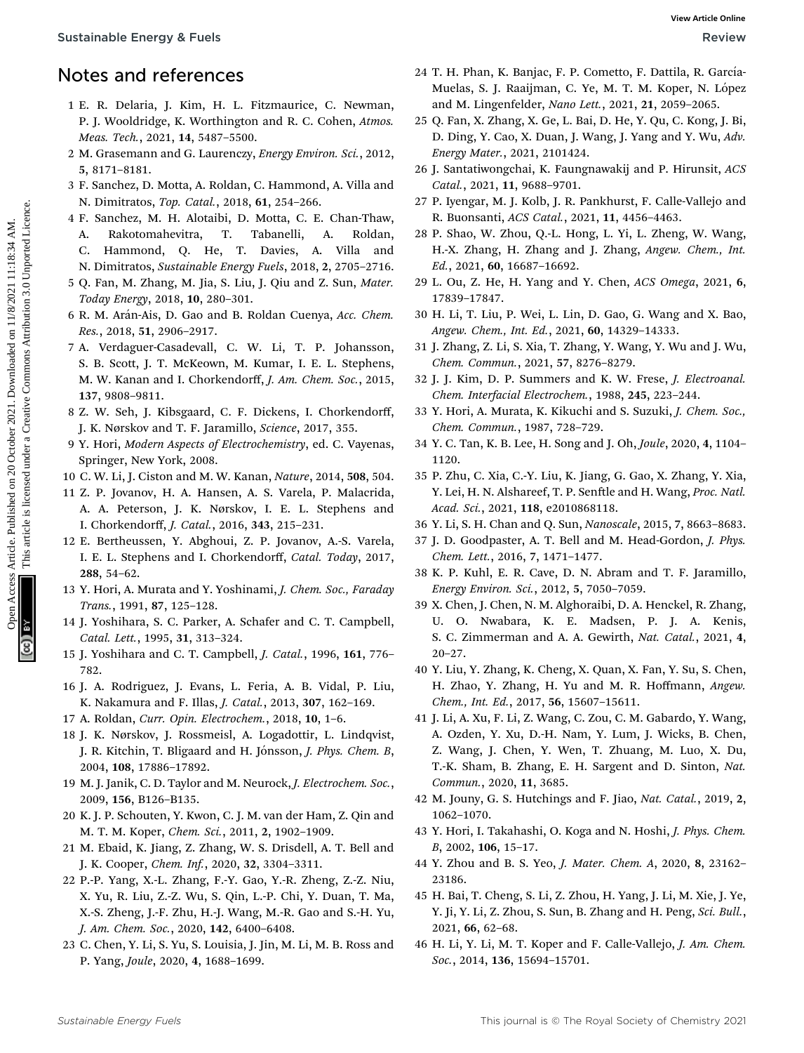## Notes and references

1 E. R. Delaria, J. Kim, H. L. Fitzmaurice, C. Newman, P. J. Wooldridge, K. Worthington and R. C. Cohen, *Atmos. Meas. Tech.*, 2021, **14**, 5487–5500.

2 M. Grasemann and G. Laurenczy, *Energy Environ. Sci.*, 2012, **5**, 8171–8181.

3 F. Sanchez, D. Motta, A. Roldan, C. Hammond, A. Villa and N. Dimitratos, *Top. Catal.*, 2018, **61**, 254–266.

4 F. Sanchez, M. H. Alotaibi, D. Motta, C. E. Chan-Thaw, A. Rakotomahevitra, T. Tabanelli, A. Roldan, C. Hammond, Q. He, T. Davies, A. Villa and N. Dimitratos, *Sustainable Energy Fuels*, 2018, **2**, 2705–2716.

5 Q. Fan, M. Zhang, M. Jia, S. Liu, J. Qiu and Z. Sun, *Mater. Today Energy*, 2018, **10**, 280–301.

6 R. M. Arán-Ais, D. Gao and B. Roldan Cuenya, *Acc. Chem. Res.*, 2018, **51**, 2906–2917.

7 A. Verdaguer-Casadevall, C. W. Li, T. P. Johansson, S. B. Scott, J. T. McKeown, M. Kumar, I. E. L. Stephens, M. W. Kanan and I. Chorkendorff, *J. Am. Chem. Soc.*, 2015, **137**, 9808–9811.

8 Z. W. Seh, J. Kibsgaard, C. F. Dickens, I. Chorkendorff, J. K. Nørskov and T. F. Jaramillo, *Science*, 2017, 355.

9 Y. Hori, *Modern Aspects of Electrochemistry*, ed. C. Vayenas, Springer, New York, 2008.

10 C. W. Li, J. Ciston and M. W. Kanan, *Nature*, 2014, **508**, 504.

11 Z. P. Jovanov, H. A. Hansen, A. S. Varela, P. Malacrida, A. A. Peterson, J. K. Nørskov, I. E. L. Stephens and I. Chorkendorff, *J. Catal.*, 2016, **343**, 215–231.

12 E. Bertheussen, Y. Abghoui, Z. P. Jovanov, A.-S. Varela, I. E. L. Stephens and I. Chorkendorff, *Catal. Today*, 2017, **288**, 54–62.

13 Y. Hori, A. Murata and Y. Yoshinami, *J. Chem. Soc., Faraday Trans.*, 1991, **87**, 125–128.

14 J. Yoshihara, S. C. Parker, A. Schafer and C. T. Campbell, *Catal. Lett.*, 1995, **31**, 313–324.

15 J. Yoshihara and C. T. Campbell, *J. Catal.*, 1996, **161**, 776–782.

16 J. A. Rodriguez, J. Evans, L. Feria, A. B. Vidal, P. Liu, K. Nakamura and F. Illas, *J. Catal.*, 2013, **307**, 162–169.

17 A. Roldan, *Curr. Opin. Electrochem.*, 2018, **10**, 1–6.

18 J. K. Nørskov, J. Rossmeisl, A. Logadottir, L. Lindqvist, J. R. Kitchin, T. Bligaard and H. Jónsson, *J. Phys. Chem. B*, 2004, **108**, 17886–17892.

19 M. J. Janik, C. D. Taylor and M. Neurock, *J. Electrochem. Soc.*, 2009, **156**, B126–B135.

20 K. J. P. Schouten, Y. Kwon, C. J. M. van der Ham, Z. Qin and M. T. M. Koper, *Chem. Sci.*, 2011, **2**, 1902–1909.

21 M. Ebaid, K. Jiang, Z. Zhang, W. S. Drisdell, A. T. Bell and J. K. Cooper, *Chem. Inf.*, 2020, **32**, 3304–3311.

22 P.-P. Yang, X.-L. Zhang, F.-Y. Gao, Y.-R. Zheng, Z.-Z. Niu, X. Yu, R. Liu, Z.-Z. Wu, S. Qin, L.-P. Chi, Y. Duan, T. Ma, X.-S. Zheng, J.-F. Zhu, H.-J. Wang, M.-R. Gao and S.-H. Yu, *J. Am. Chem. Soc.*, 2020, **142**, 6400–6408.

23 C. Chen, Y. Li, S. Yu, S. Louisia, J. Jin, M. Li, M. B. Ross and P. Yang, *Joule*, 2020, **4**, 1688–1699.

24 T. H. Phan, K. Banjac, F. P. Cometto, F. Dattila, R. García-Muelas, S. J. Raaijman, C. Ye, M. T. M. Koper, N. López and M. Lingenfelder, *Nano Lett.*, 2021, **21**, 2059–2065.

25 Q. Fan, X. Zhang, X. Ge, L. Bai, D. He, Y. Qu, C. Kong, J. Bi, D. Ding, Y. Cao, X. Duan, J. Wang, J. Yang and Y. Wu, *Adv. Energy Mater.*, 2021, 2101424.

26 J. Santatiwongchai, K. Faungnawakij and P. Hirunsit, *ACS Catal.*, 2021, **11**, 9688–9701.

27 P. Iyengar, M. J. Kolb, J. R. Pankhurst, F. Calle-Vallejo and R. Buonsanti, *ACS Catal.*, 2021, **11**, 4456–4463.

28 P. Shao, W. Zhou, Q.-L. Hong, L. Yi, L. Zheng, W. Wang, H.-X. Zhang, H. Zhang and J. Zhang, *Angew. Chem., Int. Ed.*, 2021, **60**, 16687–16692.

29 L. Ou, Z. He, H. Yang and Y. Chen, *ACS Omega*, 2021, **6**, 17839–17847.

30 H. Li, T. Liu, P. Wei, L. Lin, D. Gao, G. Wang and X. Bao, *Angew. Chem., Int. Ed.*, 2021, **60**, 14329–14333.

31 J. Zhang, Z. Li, S. Xia, T. Zhang, Y. Wang, Y. Wu and J. Wu, *Chem. Commun.*, 2021, **57**, 8276–8279.

32 J. J. Kim, D. P. Summers and K. W. Frese, *J. Electroanal. Chem. Interfacial Electrochem.*, 1988, **245**, 223–244.

33 Y. Hori, A. Murata, K. Kikuchi and S. Suzuki, *J. Chem. Soc., Chem. Commun.*, 1987, 728–729.

34 Y. C. Tan, K. B. Lee, H. Song and J. Oh, *Joule*, 2020, **4**, 1104–1120.

35 P. Zhu, C. Xia, C.-Y. Liu, K. Jiang, G. Gao, X. Zhang, Y. Xia, Y. Lei, H. N. Alshareef, T. P. Senftle and H. Wang, *Proc. Natl. Acad. Sci.*, 2021, **118**, e2010868118.

36 Y. Li, S. H. Chan and Q. Sun, *Nanoscale*, 2015, **7**, 8663–8683.

37 J. D. Goodpaster, A. T. Bell and M. Head-Gordon, *J. Phys. Chem. Lett.*, 2016, **7**, 1471–1477.

38 K. P. Kuhl, E. R. Cave, D. N. Abram and T. F. Jaramillo, *Energy Environ. Sci.*, 2012, **5**, 7050–7059.

39 X. Chen, J. Chen, N. M. Alghoraibi, D. A. Henckel, R. Zhang, U. O. Nwabara, K. E. Madsen, P. J. A. Kenis, S. C. Zimmerman and A. A. Gewirth, *Nat. Catal.*, 2021, **4**, 20–27.

40 Y. Liu, Y. Zhang, K. Cheng, X. Quan, X. Fan, Y. Su, S. Chen, H. Zhao, Y. Zhang, H. Yu and M. R. Hoffmann, *Angew. Chem., Int. Ed.*, 2017, **56**, 15607–15611.

41 J. Li, A. Xu, F. Li, Z. Wang, C. Zou, C. M. Gabardo, Y. Wang, A. Ozden, Y. Xu, D.-H. Nam, Y. Lum, J. Wicks, B. Chen, Z. Wang, J. Chen, Y. Wen, T. Zhuang, M. Luo, X. Du, T.-K. Sham, B. Zhang, E. H. Sargent and D. Sinton, *Nat. Commun.*, 2020, **11**, 3685.

42 M. Jouny, G. S. Hutchings and F. Jiao, *Nat. Catal.*, 2019, **2**, 1062–1070.

43 Y. Hori, I. Takahashi, O. Koga and N. Hoshi, *J. Phys. Chem. B*, 2002, **106**, 15–17.

44 Y. Zhou and B. S. Yeo, *J. Mater. Chem. A*, 2020, **8**, 23162–23186.

45 H. Bai, T. Cheng, S. Li, Z. Zhou, H. Yang, J. Li, M. Xie, J. Ye, Y. Ji, Y. Li, Z. Zhou, S. Sun, B. Zhang and H. Peng, *Sci. Bull.*, 2021, **66**, 62–68.

46 H. Li, Y. Li, M. T. Koper and F. Calle-Vallejo, *J. Am. Chem. Soc.*, 2014, **136**, 15694–15701.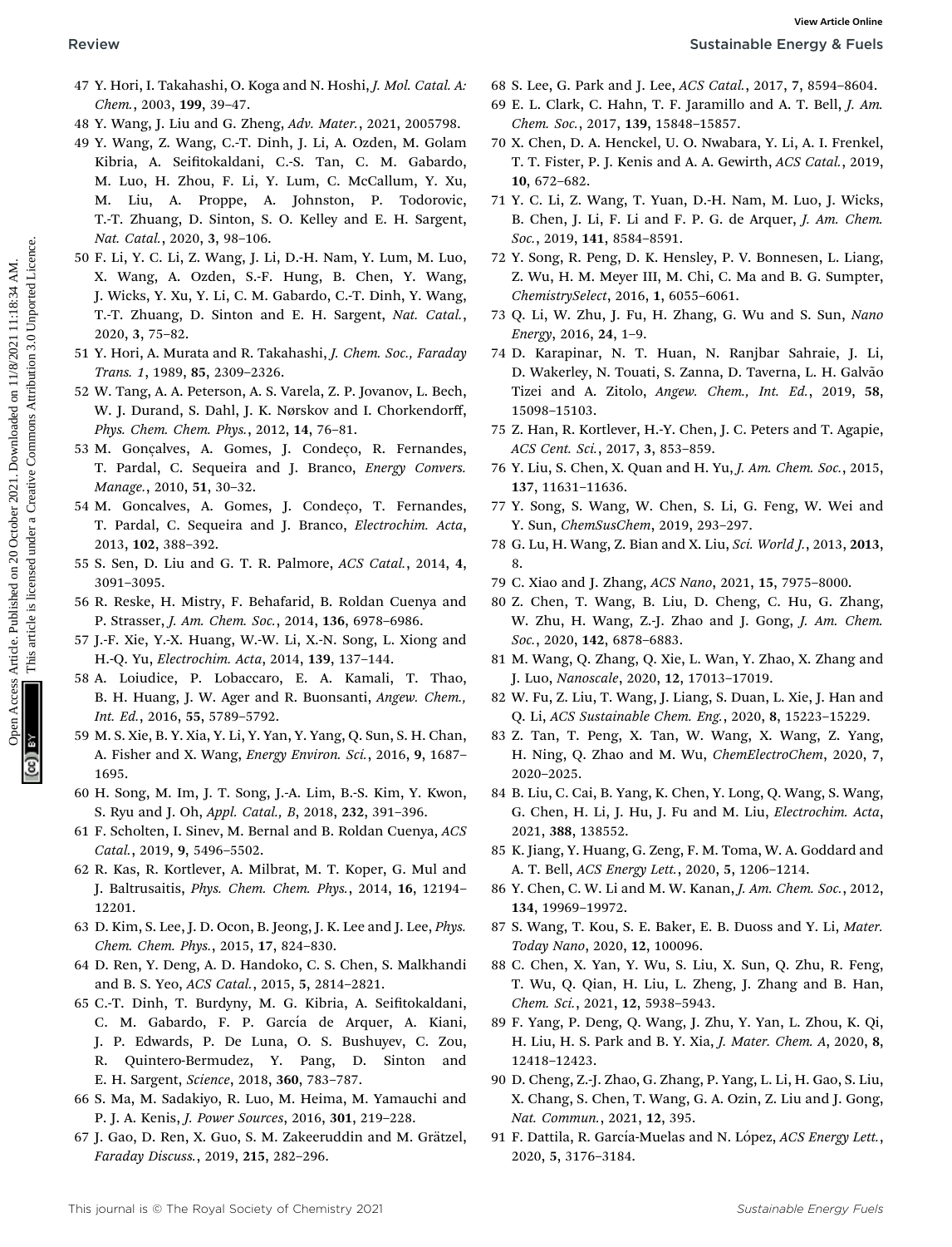47 Y. Hori, I. Takahashi, O. Koga and N. Hoshi, *J. Mol. Catal. A: Chem.*, 2003, **199**, 39–47.

48 Y. Wang, J. Liu and G. Zheng, *Adv. Mater.*, 2021, 2005798.

49 Y. Wang, Z. Wang, C.-T. Dinh, J. Li, A. Ozden, M. Golam Kibria, A. Seifitokaldani, C.-S. Tan, C. M. Gabardo, M. Luo, H. Zhou, F. Li, Y. Lum, C. McCallum, Y. Xu, M. Liu, A. Proppe, A. Johnston, P. Todorovic, T.-T. Zhuang, D. Sinton, S. O. Kelley and E. H. Sargent, *Nat. Catal.*, 2020, **3**, 98–106.

50 F. Li, Y. C. Li, Z. Wang, J. Li, D.-H. Nam, Y. Lum, M. Luo, X. Wang, A. Ozden, S.-F. Hung, B. Chen, Y. Wang, J. Wicks, Y. Xu, Y. Li, C. M. Gabardo, C.-T. Dinh, Y. Wang, T.-T. Zhuang, D. Sinton and E. H. Sargent, *Nat. Catal.*, 2020, **3**, 75–82.

51 Y. Hori, A. Murata and R. Takahashi, *J. Chem. Soc., Faraday Trans. 1*, 1989, **85**, 2309–2326.

52 W. Tang, A. A. Peterson, A. S. Varela, Z. P. Jovanov, L. Bech, W. J. Durand, S. Dahl, J. K. Nørskov and I. Chorkendorff, *Phys. Chem. Chem. Phys.*, 2012, **14**, 76–81.

53 M. Gonçalves, A. Gomes, J. Condeço, R. Fernandes, T. Pardal, C. Sequeira and J. Branco, *Energy Convers. Manage.*, 2010, **51**, 30–32.

54 M. Goncalves, A. Gomes, J. Condeço, T. Fernandes, T. Pardal, C. Sequeira and J. Branco, *Electrochim. Acta*, 2013, **102**, 388–392.

55 S. Sen, D. Liu and G. T. R. Palmore, *ACS Catal.*, 2014, **4**, 3091–3095.

56 R. Reske, H. Mistry, F. Behafarid, B. Roldan Cuenya and P. Strasser, *J. Am. Chem. Soc.*, 2014, **136**, 6978–6986.

57 J.-F. Xie, Y.-X. Huang, W.-W. Li, X.-N. Song, L. Xiong and H.-Q. Yu, *Electrochim. Acta*, 2014, **139**, 137–144.

58 A. Loiudice, P. Lobaccaro, E. A. Kamali, T. Thao, B. H. Huang, J. W. Ager and R. Buonsanti, *Angew. Chem., Int. Ed.*, 2016, **55**, 5789–5792.

59 M. S. Xie, B. Y. Xia, Y. Li, Y. Yan, Y. Yang, Q. Sun, S. H. Chan, A. Fisher and X. Wang, *Energy Environ. Sci.*, 2016, **9**, 1687–1695.

60 H. Song, M. Im, J. T. Song, J.-A. Lim, B.-S. Kim, Y. Kwon, S. Ryu and J. Oh, *Appl. Catal., B*, 2018, **232**, 391–396.

61 F. Scholten, I. Sinev, M. Bernal and B. Roldan Cuenya, *ACS Catal.*, 2019, **9**, 5496–5502.

62 R. Kas, R. Kortlever, A. Milbrat, M. T. Koper, G. Mul and J. Baltrusaitis, *Phys. Chem. Chem. Phys.*, 2014, **16**, 12194–12201.

63 D. Kim, S. Lee, J. D. Ocon, B. Jeong, J. K. Lee and J. Lee, *Phys. Chem. Chem. Phys.*, 2015, **17**, 824–830.

64 D. Ren, Y. Deng, A. D. Handoko, C. S. Chen, S. Malkhandi and B. S. Yeo, *ACS Catal.*, 2015, **5**, 2814–2821.

65 C.-T. Dinh, T. Burdyny, M. G. Kibria, A. Seifitokaldani, C. M. Gabardo, F. P. García de Arquer, A. Kiani, J. P. Edwards, P. De Luna, O. S. Bushuyev, C. Zou, R. Quintero-Bermudez, Y. Pang, D. Sinton and E. H. Sargent, *Science*, 2018, **360**, 783–787.

66 S. Ma, M. Sadakiyo, R. Luo, M. Heima, M. Yamauchi and P. J. A. Kenis, *J. Power Sources*, 2016, **301**, 219–228.

67 J. Gao, D. Ren, X. Guo, S. M. Zakeeruddin and M. Grätzel, *Faraday Discuss.*, 2019, **215**, 282–296.

68 S. Lee, G. Park and J. Lee, *ACS Catal.*, 2017, **7**, 8594–8604.

69 E. L. Clark, C. Hahn, T. F. Jaramillo and A. T. Bell, *J. Am. Chem. Soc.*, 2017, **139**, 15848–15857.

70 X. Chen, D. A. Henckel, U. O. Nwabara, Y. Li, A. I. Frenkel, T. T. Fister, P. J. Kenis and A. A. Gewirth, *ACS Catal.*, 2019, **10**, 672–682.

71 Y. C. Li, Z. Wang, T. Yuan, D.-H. Nam, M. Luo, J. Wicks, B. Chen, J. Li, F. Li and F. P. G. de Arquer, *J. Am. Chem. Soc.*, 2019, **141**, 8584–8591.

72 Y. Song, R. Peng, D. K. Hensley, P. V. Bonnesen, L. Liang, Z. Wu, H. M. Meyer III, M. Chi, C. Ma and B. G. Sumpter, *ChemistrySelect*, 2016, **1**, 6055–6061.

73 Q. Li, W. Zhu, J. Fu, H. Zhang, G. Wu and S. Sun, *Nano Energy*, 2016, **24**, 1–9.

74 D. Karapinar, N. T. Huan, N. Ranjbar Sahraie, J. Li, D. Wakerley, N. Touati, S. Zanna, D. Taverna, L. H. Galvão Tizei and A. Zitolo, *Angew. Chem., Int. Ed.*, 2019, **58**, 15098–15103.

75 Z. Han, R. Kortlever, H.-Y. Chen, J. C. Peters and T. Agapie, *ACS Cent. Sci.*, 2017, **3**, 853–859.

76 Y. Liu, S. Chen, X. Quan and H. Yu, *J. Am. Chem. Soc.*, 2015, **137**, 11631–11636.

77 Y. Song, S. Wang, W. Chen, S. Li, G. Feng, W. Wei and Y. Sun, *ChemSusChem*, 2019, 293–297.

78 G. Lu, H. Wang, Z. Bian and X. Liu, *Sci. World J.*, 2013, **2013**, 8.

79 C. Xiao and J. Zhang, *ACS Nano*, 2021, **15**, 7975–8000.

80 Z. Chen, T. Wang, B. Liu, D. Cheng, C. Hu, G. Zhang, W. Zhu, H. Wang, Z.-J. Zhao and J. Gong, *J. Am. Chem. Soc.*, 2020, **142**, 6878–6883.

81 M. Wang, Q. Zhang, Q. Xie, L. Wan, Y. Zhao, X. Zhang and J. Luo, *Nanoscale*, 2020, **12**, 17013–17019.

82 W. Fu, Z. Liu, T. Wang, J. Liang, S. Duan, L. Xie, J. Han and Q. Li, *ACS Sustainable Chem. Eng.*, 2020, **8**, 15223–15229.

83 Z. Tan, T. Peng, X. Tan, W. Wang, X. Wang, Z. Yang, H. Ning, Q. Zhao and M. Wu, *ChemElectroChem*, 2020, **7**, 2020–2025.

84 B. Liu, C. Cai, B. Yang, K. Chen, Y. Long, Q. Wang, S. Wang, G. Chen, H. Li, J. Hu, J. Fu and M. Liu, *Electrochim. Acta*, 2021, **388**, 138552.

85 K. Jiang, Y. Huang, G. Zeng, F. M. Toma, W. A. Goddard and A. T. Bell, *ACS Energy Lett.*, 2020, **5**, 1206–1214.

86 Y. Chen, C. W. Li and M. W. Kanan, *J. Am. Chem. Soc.*, 2012, **134**, 19969–19972.

87 S. Wang, T. Kou, S. E. Baker, E. B. Duoss and Y. Li, *Mater. Today Nano*, 2020, **12**, 100096.

88 C. Chen, X. Yan, Y. Wu, S. Liu, X. Sun, Q. Zhu, R. Feng, T. Wu, Q. Qian, H. Liu, L. Zheng, J. Zhang and B. Han, *Chem. Sci.*, 2021, **12**, 5938–5943.

89 F. Yang, P. Deng, Q. Wang, J. Zhu, Y. Yan, L. Zhou, K. Qi, H. Liu, H. S. Park and B. Y. Xia, *J. Mater. Chem. A*, 2020, **8**, 12418–12423.

90 D. Cheng, Z.-J. Zhao, G. Zhang, P. Yang, L. Li, H. Gao, S. Liu, X. Chang, S. Chen, T. Wang, G. A. Ozin, Z. Liu and J. Gong, *Nat. Commun.*, 2021, **12**, 395.

91 F. Dattila, R. García-Muelas and N. López, *ACS Energy Lett.*, 2020, **5**, 3176–3184.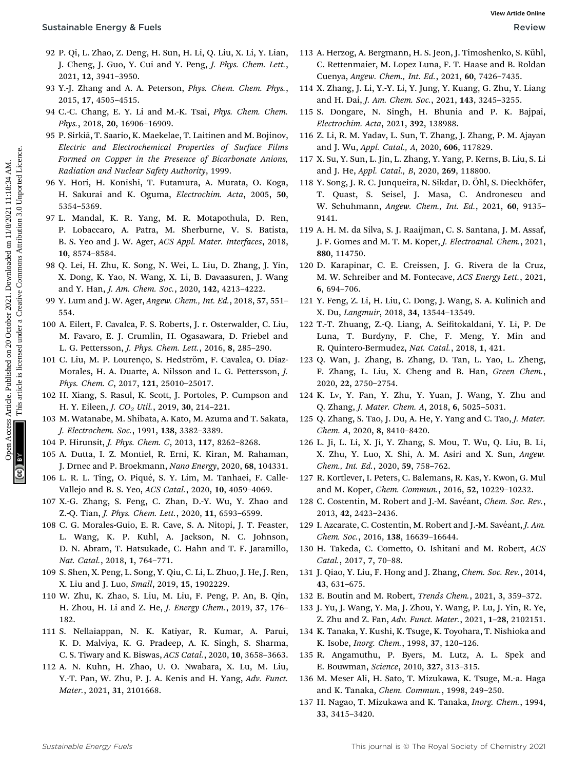92 P. Qi, L. Zhao, Z. Deng, H. Sun, H. Li, Q. Liu, X. Li, Y. Lian, J. Cheng, J. Guo, Y. Cui and Y. Peng, *J. Phys. Chem. Lett.*, 2021, **12**, 3941–3950.

93 Y.-J. Zhang and A. A. Peterson, *Phys. Chem. Chem. Phys.*, 2015, **17**, 4505–4515.

94 C.-C. Chang, E. Y. Li and M.-K. Tsai, *Phys. Chem. Chem. Phys.*, 2018, **20**, 16906–16909.

95 P. Sirkiä, T. Saario, K. Maekelae, T. Laitinen and M. Bojinov, *Electric and Electrochemical Properties of Surface Films Formed on Copper in the Presence of Bicarbonate Anions, Radiation and Nuclear Safety Authority*, 1999.

96 Y. Hori, H. Konishi, T. Futamura, A. Murata, O. Koga, H. Sakurai and K. Oguma, *Electrochim. Acta*, 2005, **50**, 5354–5369.

97 L. Mandal, K. R. Yang, M. R. Motapothula, D. Ren, P. Lobaccaro, A. Patra, M. Sherburne, V. S. Batista, B. S. Yeo and J. W. Ager, *ACS Appl. Mater. Interfaces*, 2018, **10**, 8574–8584.

98 Q. Lei, H. Zhu, K. Song, N. Wei, L. Liu, D. Zhang, J. Yin, X. Dong, K. Yao, N. Wang, X. Li, B. Davaasuren, J. Wang and Y. Han, *J. Am. Chem. Soc.*, 2020, **142**, 4213–4222.

99 Y. Lum and J. W. Ager, *Angew. Chem., Int. Ed.*, 2018, **57**, 551–554.

100 A. Eilert, F. Cavalca, F. S. Roberts, J. r. Osterwalder, C. Liu, M. Favaro, E. J. Crumlin, H. Ogasawara, D. Friebel and L. G. Pettersson, *J. Phys. Chem. Lett.*, 2016, **8**, 285–290.

101 C. Liu, M. P. Lourenço, S. Hedström, F. Cavalca, O. Diaz-Morales, H. A. Duarte, A. Nilsson and L. G. Pettersson, *J. Phys. Chem. C*, 2017, **121**, 25010–25017.

102 H. Xiang, S. Rasul, K. Scott, J. Portoles, P. Cumpson and H. Y. Eileen, *J. $CO_2$ Util.*, 2019, **30**, 214–221.

103 M. Watanabe, M. Shibata, A. Kato, M. Azuma and T. Sakata, *J. Electrochem. Soc.*, 1991, **138**, 3382–3389.

104 P. Hirunsit, *J. Phys. Chem. C*, 2013, **117**, 8262–8268.

105 A. Dutta, I. Z. Montiel, R. Erni, K. Kiran, M. Rahaman, J. Drnec and P. Broekmann, *Nano Energy*, 2020, **68**, 104331.

106 L. R. L. Ting, O. Piqué, S. Y. Lim, M. Tanhaei, F. Calle-Vallejo and B. S. Yeo, *ACS Catal.*, 2020, **10**, 4059–4069.

107 X.-G. Zhang, S. Feng, C. Zhan, D.-Y. Wu, Y. Zhao and Z.-Q. Tian, *J. Phys. Chem. Lett.*, 2020, **11**, 6593–6599.

108 C. G. Morales-Guio, E. R. Cave, S. A. Nitopi, J. T. Feaster, L. Wang, K. P. Kuhl, A. Jackson, N. C. Johnson, D. N. Abram, T. Hatsukade, C. Hahn and T. F. Jaramillo, *Nat. Catal.*, 2018, **1**, 764–771.

109 S. Shen, X. Peng, L. Song, Y. Qiu, C. Li, L. Zhuo, J. He, J. Ren, X. Liu and J. Luo, *Small*, 2019, **15**, 1902229.

110 W. Zhu, K. Zhao, S. Liu, M. Liu, F. Peng, P. An, B. Qin, H. Zhou, H. Li and Z. He, *J. Energy Chem.*, 2019, **37**, 176–182.

111 S. Nellaiappan, N. K. Katiyar, R. Kumar, A. Parui, K. D. Malviya, K. G. Pradeep, A. K. Singh, S. Sharma, C. S. Tiwary and K. Biswas, *ACS Catal.*, 2020, **10**, 3658–3663.

112 A. N. Kuhn, H. Zhao, U. O. Nwabara, X. Lu, M. Liu, Y.-T. Pan, W. Zhu, P. J. A. Kenis and H. Yang, *Adv. Funct. Mater.*, 2021, **31**, 2101668.

113 A. Herzog, A. Bergmann, H. S. Jeon, J. Timoshenko, S. Kühl, C. Rettenmaier, M. Lopez Luna, F. T. Haase and B. Roldan Cuenya, *Angew. Chem., Int. Ed.*, 2021, **60**, 7426–7435.

114 X. Zhang, J. Li, Y.-Y. Li, Y. Jung, Y. Kuang, G. Zhu, Y. Liang and H. Dai, *J. Am. Chem. Soc.*, 2021, **143**, 3245–3255.

115 S. Dongare, N. Singh, H. Bhunia and P. K. Bajpai, *Electrochim. Acta*, 2021, **392**, 138988.

116 Z. Li, R. M. Yadav, L. Sun, T. Zhang, J. Zhang, P. M. Ajayan and J. Wu, *Appl. Catal., A*, 2020, **606**, 117829.

117 X. Su, Y. Sun, L. Jin, L. Zhang, Y. Yang, P. Kerns, B. Liu, S. Li and J. He, *Appl. Catal., B*, 2020, **269**, 118800.

118 Y. Song, J. R. C. Junqueira, N. Sikdar, D. Öhl, S. Dieckhöfer, T. Quast, S. Seisel, J. Masa, C. Andronescu and W. Schuhmann, *Angew. Chem., Int. Ed.*, 2021, **60**, 9135–9141.

119 A. H. M. da Silva, S. J. Raaijman, C. S. Santana, J. M. Assaf, J. F. Gomes and M. T. M. Koper, *J. Electroanal. Chem.*, 2021, **880**, 114750.

120 D. Karapinar, C. E. Creissen, J. G. Rivera de la Cruz, M. W. Schreiber and M. Fontecave, *ACS Energy Lett.*, 2021, **6**, 694–706.

121 Y. Feng, Z. Li, H. Liu, C. Dong, J. Wang, S. A. Kulinich and X. Du, *Langmuir*, 2018, **34**, 13544–13549.

122 T.-T. Zhuang, Z.-Q. Liang, A. Seifitokaldani, Y. Li, P. De Luna, T. Burdyny, F. Che, F. Meng, Y. Min and R. Quintero-Bermudez, *Nat. Catal.*, 2018, **1**, 421.

123 Q. Wan, J. Zhang, B. Zhang, D. Tan, L. Yao, L. Zheng, F. Zhang, L. Liu, X. Cheng and B. Han, *Green Chem.*, 2020, **22**, 2750–2754.

124 K. Lv, Y. Fan, Y. Zhu, Y. Yuan, J. Wang, Y. Zhu and Q. Zhang, *J. Mater. Chem. A*, 2018, **6**, 5025–5031.

125 Q. Zhang, S. Tao, J. Du, A. He, Y. Yang and C. Tao, *J. Mater. Chem. A*, 2020, **8**, 8410–8420.

126 L. Ji, L. Li, X. Ji, Y. Zhang, S. Mou, T. Wu, Q. Liu, B. Li, X. Zhu, Y. Luo, X. Shi, A. M. Asiri and X. Sun, *Angew. Chem., Int. Ed.*, 2020, **59**, 758–762.

127 R. Kortlever, I. Peters, C. Balemans, R. Kas, Y. Kwon, G. Mul and M. Koper, *Chem. Commun.*, 2016, **52**, 10229–10232.

128 C. Costentin, M. Robert and J.-M. Savéant, *Chem. Soc. Rev.*, 2013, **42**, 2423–2436.

129 I. Azcarate, C. Costentin, M. Robert and J.-M. Savéant, *J. Am. Chem. Soc.*, 2016, **138**, 16639–16644.

130 H. Takeda, C. Cometto, O. Ishitani and M. Robert, *ACS Catal.*, 2017, **7**, 70–88.

131 J. Qiao, Y. Liu, F. Hong and J. Zhang, *Chem. Soc. Rev.*, 2014, **43**, 631–675.

132 E. Boutin and M. Robert, *Trends Chem.*, 2021, **3**, 359–372.

133 J. Yu, J. Wang, Y. Ma, J. Zhou, Y. Wang, P. Lu, J. Yin, R. Ye, Z. Zhu and Z. Fan, *Adv. Funct. Mater.*, 2021, **1–28**, 2102151.

134 K. Tanaka, Y. Kushi, K. Tsuge, K. Toyohara, T. Nishioka and K. Isobe, *Inorg. Chem.*, 1998, **37**, 120–126.

135 R. Angamuthu, P. Byers, M. Lutz, A. L. Spek and E. Bouwman, *Science*, 2010, **327**, 313–315.

136 M. Meser Ali, H. Sato, T. Mizukawa, K. Tsuge, M.-a. Haga and K. Tanaka, *Chem. Commun.*, 1998, 249–250.

137 H. Nagao, T. Mizukawa and K. Tanaka, *Inorg. Chem.*, 1994, **33**, 3415–3420.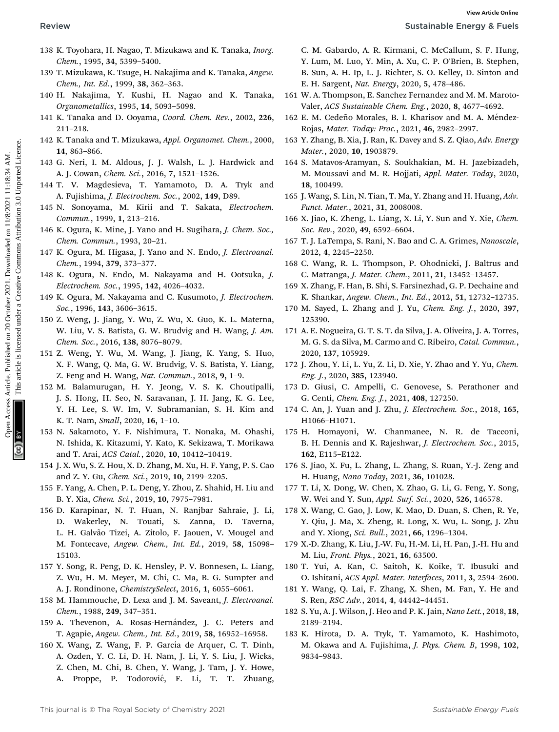138 K. Toyohara, H. Nagao, T. Mizukawa and K. Tanaka, *Inorg. Chem.*, 1995, **34**, 5399–5400.

139 T. Mizukawa, K. Tsuge, H. Nakajima and K. Tanaka, *Angew. Chem., Int. Ed.*, 1999, **38**, 362–363.

140 H. Nakajima, Y. Kushi, H. Nagao and K. Tanaka, *Organometallics*, 1995, **14**, 5093–5098.

141 K. Tanaka and D. Ooyama, *Coord. Chem. Rev.*, 2002, **226**, 211–218.

142 K. Tanaka and T. Mizukawa, *Appl. Organomet. Chem.*, 2000, **14**, 863–866.

143 G. Neri, I. M. Aldous, J. J. Walsh, L. J. Hardwick and A. J. Cowan, *Chem. Sci.*, 2016, **7**, 1521–1526.

144 T. V. Magdesieva, T. Yamamoto, D. A. Tryk and A. Fujishima, *J. Electrochem. Soc.*, 2002, **149**, D89.

145 N. Sonoyama, M. Kirii and T. Sakata, *Electrochem. Commun.*, 1999, **1**, 213–216.

146 K. Ogura, K. Mine, J. Yano and H. Sugihara, *J. Chem. Soc., Chem. Commun.*, 1993, 20–21.

147 K. Ogura, M. Higasa, J. Yano and N. Endo, *J. Electroanal. Chem.*, 1994, **379**, 373–377.

148 K. Ogura, N. Endo, M. Nakayama and H. Ootsuka, *J. Electrochem. Soc.*, 1995, **142**, 4026–4032.

149 K. Ogura, M. Nakayama and C. Kusumoto, *J. Electrochem. Soc.*, 1996, **143**, 3606–3615.

150 Z. Weng, J. Jiang, Y. Wu, Z. Wu, X. Guo, K. L. Materna, W. Liu, V. S. Batista, G. W. Brudvig and H. Wang, *J. Am. Chem. Soc.*, 2016, **138**, 8076–8079.

151 Z. Weng, Y. Wu, M. Wang, J. Jiang, K. Yang, S. Huo, X. F. Wang, Q. Ma, G. W. Brudvig, V. S. Batista, Y. Liang, Z. Feng and H. Wang, *Nat. Commun.*, 2018, **9**, 1–9.

152 M. Balamurugan, H. Y. Jeong, V. S. K. Choutipalli, J. S. Hong, H. Seo, N. Saravanan, J. H. Jang, K. G. Lee, Y. H. Lee, S. W. Im, V. Subramanian, S. H. Kim and K. T. Nam, *Small*, 2020, **16**, 1–10.

153 N. Sakamoto, Y. F. Nishimura, T. Nonaka, M. Ohashi, N. Ishida, K. Kitazumi, Y. Kato, K. Sekizawa, T. Morikawa and T. Arai, *ACS Catal.*, 2020, **10**, 10412–10419.

154 J. X. Wu, S. Z. Hou, X. D. Zhang, M. Xu, H. F. Yang, P. S. Cao and Z. Y. Gu, *Chem. Sci.*, 2019, **10**, 2199–2205.

155 F. Yang, A. Chen, P. L. Deng, Y. Zhou, Z. Shahid, H. Liu and B. Y. Xia, *Chem. Sci.*, 2019, **10**, 7975–7981.

156 D. Karapinar, N. T. Huan, N. Ranjbar Sahraie, J. Li, D. Wakerley, N. Touati, S. Zanna, D. Taverna, L. H. Galvão Tizei, A. Zitolo, F. Jaouen, V. Mougel and M. Fontecave, *Angew. Chem., Int. Ed.*, 2019, **58**, 15098–15103.

157 Y. Song, R. Peng, D. K. Hensley, P. V. Bonnesen, L. Liang, Z. Wu, H. M. Meyer, M. Chi, C. Ma, B. G. Sumpter and A. J. Rondinone, *ChemistrySelect*, 2016, **1**, 6055–6061.

158 M. Hammouche, D. Lexa and J. M. Saveant, *J. Electroanal. Chem.*, 1988, **249**, 347–351.

159 A. Thevenon, A. Rosas-Hernández, J. C. Peters and T. Agapie, *Angew. Chem., Int. Ed.*, 2019, **58**, 16952–16958.

160 X. Wang, Z. Wang, F. P. García de Arquer, C. T. Dinh, A. Ozden, Y. C. Li, D. H. Nam, J. Li, Y. S. Liu, J. Wicks, Z. Chen, M. Chi, B. Chen, Y. Wang, J. Tam, J. Y. Howe, A. Proppe, P. Todorović, F. Li, T. T. Zhuang, C. M. Gabardo, A. R. Kirmani, C. McCallum, S. F. Hung, Y. Lum, M. Luo, Y. Min, A. Xu, C. P. O'Brien, B. Stephen, B. Sun, A. H. Ip, L. J. Richter, S. O. Kelley, D. Sinton and E. H. Sargent, *Nat. Energy*, 2020, **5**, 478–486.

161 W. A. Thompson, E. Sanchez Fernandez and M. M. Maroto-Valer, *ACS Sustainable Chem. Eng.*, 2020, **8**, 4677–4692.

162 E. M. Cedeño Morales, B. I. Kharisov and M. A. Méndez-Rojas, *Mater. Today: Proc.*, 2021, **46**, 2982–2997.

163 Y. Zhang, B. Xia, J. Ran, K. Davey and S. Z. Qiao, *Adv. Energy Mater.*, 2020, **10**, 1903879.

164 S. Matavos-Aramyan, S. Soukhakian, M. H. Jazebizadeh, M. Moussavi and M. R. Hojjati, *Appl. Mater. Today*, 2020, **18**, 100499.

165 J. Wang, S. Lin, N. Tian, T. Ma, Y. Zhang and H. Huang, *Adv. Funct. Mater.*, 2021, **31**, 2008008.

166 X. Jiao, K. Zheng, L. Liang, X. Li, Y. Sun and Y. Xie, *Chem. Soc. Rev.*, 2020, **49**, 6592–6604.

167 T. J. LaTempa, S. Rani, N. Bao and C. A. Grimes, *Nanoscale*, 2012, **4**, 2245–2250.

168 C. Wang, R. L. Thompson, P. Ohodnicki, J. Baltrus and C. Matranga, *J. Mater. Chem.*, 2011, **21**, 13452–13457.

169 X. Zhang, F. Han, B. Shi, S. Farsinezhad, G. P. Dechaine and K. Shankar, *Angew. Chem., Int. Ed.*, 2012, **51**, 12732–12735.

170 M. Sayed, L. Zhang and J. Yu, *Chem. Eng. J.*, 2020, **397**, 125390.

171 A. E. Nogueira, G. T. S. T. da Silva, J. A. Oliveira, J. A. Torres, M. G. S. da Silva, M. Carmo and C. Ribeiro, *Catal. Commun.*, 2020, **137**, 105929.

172 J. Zhou, Y. Li, L. Yu, Z. Li, D. Xie, Y. Zhao and Y. Yu, *Chem. Eng. J.*, 2020, **385**, 123940.

173 D. Giusi, C. Ampelli, C. Genovese, S. Perathoner and G. Centi, *Chem. Eng. J.*, 2021, **408**, 127250.

174 C. An, J. Yuan and J. Zhu, *J. Electrochem. Soc.*, 2018, **165**, H1066–H1071.

175 H. Homayoni, W. Chanmanee, N. R. de Tacconi, B. H. Dennis and K. Rajeshwar, *J. Electrochem. Soc.*, 2015, **162**, E115–E122.

176 S. Jiao, X. Fu, L. Zhang, L. Zhang, S. Ruan, Y.-J. Zeng and H. Huang, *Nano Today*, 2021, **36**, 101028.

177 T. Li, X. Dong, W. Chen, X. Zhao, G. Li, G. Feng, Y. Song, W. Wei and Y. Sun, *Appl. Surf. Sci.*, 2020, **526**, 146578.

178 X. Wang, C. Gao, J. Low, K. Mao, D. Duan, S. Chen, R. Ye, Y. Qiu, J. Ma, X. Zheng, R. Long, X. Wu, L. Song, J. Zhu and Y. Xiong, *Sci. Bull.*, 2021, **66**, 1296–1304.

179 X.-D. Zhang, K. Liu, J.-W. Fu, H.-M. Li, H. Pan, J.-H. Hu and M. Liu, *Front. Phys.*, 2021, **16**, 63500.

180 T. Yui, A. Kan, C. Saitoh, K. Koike, T. Ibusuki and O. Ishitani, *ACS Appl. Mater. Interfaces*, 2011, **3**, 2594–2600.

181 Y. Wang, Q. Lai, F. Zhang, X. Shen, M. Fan, Y. He and S. Ren, *RSC Adv.*, 2014, **4**, 44442–44451.

182 S. Yu, A. J. Wilson, J. Heo and P. K. Jain, *Nano Lett.*, 2018, **18**, 2189–2194.

183 K. Hirota, D. A. Tryk, T. Yamamoto, K. Hashimoto, M. Okawa and A. Fujishima, *J. Phys. Chem. B*, 1998, **102**, 9834–9843.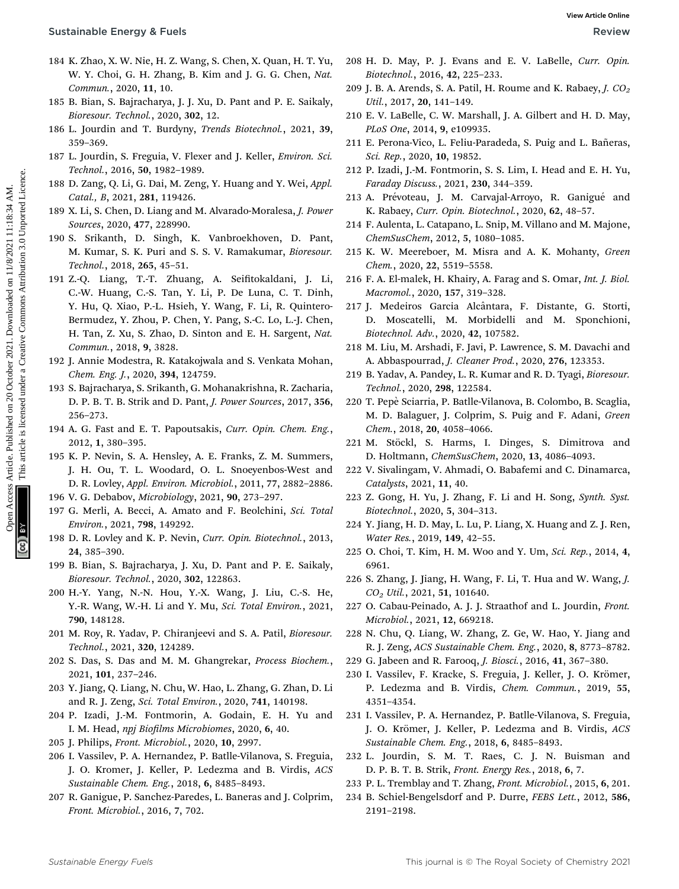184 K. Zhao, X. W. Nie, H. Z. Wang, S. Chen, X. Quan, H. T. Yu, W. Y. Choi, G. H. Zhang, B. Kim and J. G. G. Chen, *Nat. Commun.*, 2020, **11**, 10.

185 B. Bian, S. Bajracharya, J. J. Xu, D. Pant and P. E. Saikaly, *Bioresour. Technol.*, 2020, **302**, 12.

186 L. Jourdin and T. Burdyny, *Trends Biotechnol.*, 2021, **39**, 359–369.

187 L. Jourdin, S. Freguia, V. Flexer and J. Keller, *Environ. Sci. Technol.*, 2016, **50**, 1982–1989.

188 D. Zang, Q. Li, G. Dai, M. Zeng, Y. Huang and Y. Wei, *Appl. Catal., B*, 2021, **281**, 119426.

189 X. Li, S. Chen, D. Liang and M. Alvarado-Moralesa, *J. Power Sources*, 2020, **477**, 228990.

190 S. Srikanth, D. Singh, K. Vanbroekhoven, D. Pant, M. Kumar, S. K. Puri and S. S. V. Ramakumar, *Bioresour. Technol.*, 2018, **265**, 45–51.

191 Z.-Q. Liang, T.-T. Zhuang, A. Seifitokaldani, J. Li, C.-W. Huang, C.-S. Tan, Y. Li, P. De Luna, C. T. Dinh, Y. Hu, Q. Xiao, P.-L. Hsieh, Y. Wang, F. Li, R. Quintero-Bermudez, Y. Zhou, P. Chen, Y. Pang, S.-C. Lo, L.-J. Chen, H. Tan, Z. Xu, S. Zhao, D. Sinton and E. H. Sargent, *Nat. Commun.*, 2018, **9**, 3828.

192 J. Annie Modestra, R. Katakojwala and S. Venkata Mohan, *Chem. Eng. J.*, 2020, **394**, 124759.

193 S. Bajracharya, S. Srikanth, G. Mohanakrishna, R. Zacharia, D. P. B. T. B. Strik and D. Pant, *J. Power Sources*, 2017, **356**, 256–273.

194 A. G. Fast and E. T. Papoutsakis, *Curr. Opin. Chem. Eng.*, 2012, **1**, 380–395.

195 K. P. Nevin, S. A. Hensley, A. E. Franks, Z. M. Summers, J. H. Ou, T. L. Woodard, O. L. Snoeyenbos-West and D. R. Lovley, *Appl. Environ. Microbiol.*, 2011, **77**, 2882–2886.

196 V. G. Debabov, *Microbiology*, 2021, **90**, 273–297.

197 G. Merli, A. Becci, A. Amato and F. Beolchini, *Sci. Total Environ.*, 2021, **798**, 149292.

198 D. R. Lovley and K. P. Nevin, *Curr. Opin. Biotechnol.*, 2013, **24**, 385–390.

199 B. Bian, S. Bajracharya, J. Xu, D. Pant and P. E. Saikaly, *Bioresour. Technol.*, 2020, **302**, 122863.

200 H.-Y. Yang, N.-N. Hou, Y.-X. Wang, J. Liu, C.-S. He, Y.-R. Wang, W.-H. Li and Y. Mu, *Sci. Total Environ.*, 2021, **790**, 148128.

201 M. Roy, R. Yadav, P. Chiranjeevi and S. A. Patil, *Bioresour. Technol.*, 2021, **320**, 124289.

202 S. Das, S. Das and M. M. Ghangrekar, *Process Biochem.*, 2021, **101**, 237–246.

203 Y. Jiang, Q. Liang, N. Chu, W. Hao, L. Zhang, G. Zhan, D. Li and R. J. Zeng, *Sci. Total Environ.*, 2020, **741**, 140198.

204 P. Izadi, J.-M. Fontmorin, A. Godain, E. H. Yu and I. M. Head, *npj Biofilms Microbiomes*, 2020, **6**, 40.

205 J. Philips, *Front. Microbiol.*, 2020, **10**, 2997.

206 I. Vassilev, P. A. Hernandez, P. Batlle-Vilanova, S. Freguia, J. O. Kromer, J. Keller, P. Ledezma and B. Virdis, *ACS Sustainable Chem. Eng.*, 2018, **6**, 8485–8493.

207 R. Ganigue, P. Sanchez-Paredes, L. Baneras and J. Colprim, *Front. Microbiol.*, 2016, **7**, 702.

208 H. D. May, P. J. Evans and E. V. LaBelle, *Curr. Opin. Biotechnol.*, 2016, **42**, 225–233.

209 J. B. A. Arends, S. A. Patil, H. Roume and K. Rabaey, *J. $CO_2$ Util.*, 2017, **20**, 141–149.

210 E. V. LaBelle, C. W. Marshall, J. A. Gilbert and H. D. May, *PLoS One*, 2014, **9**, e109935.

211 E. Perona-Vico, L. Feliu-Paradeda, S. Puig and L. Bañeras, *Sci. Rep.*, 2020, **10**, 19852.

212 P. Izadi, J.-M. Fontmorin, S. S. Lim, I. Head and E. H. Yu, *Faraday Discuss.*, 2021, **230**, 344–359.

213 A. Prévoteau, J. M. Carvajal-Arroyo, R. Ganigué and K. Rabaey, *Curr. Opin. Biotechnol.*, 2020, **62**, 48–57.

214 F. Aulenta, L. Catapano, L. Snip, M. Villano and M. Majone, *ChemSusChem*, 2012, **5**, 1080–1085.

215 K. W. Meereboer, M. Misra and A. K. Mohanty, *Green Chem.*, 2020, **22**, 5519–5558.

216 F. A. El-malek, H. Khairy, A. Farag and S. Omar, *Int. J. Biol. Macromol.*, 2020, **157**, 319–328.

217 J. Medeiros Garcia Alcântara, F. Distante, G. Storti, D. Moscatelli, M. Morbidelli and M. Sponchioni, *Biotechnol. Adv.*, 2020, **42**, 107582.

218 M. Liu, M. Arshadi, F. Javi, P. Lawrence, S. M. Davachi and A. Abbaspourrad, *J. Cleaner Prod.*, 2020, **276**, 123353.

219 B. Yadav, A. Pandey, L. R. Kumar and R. D. Tyagi, *Bioresour. Technol.*, 2020, **298**, 122584.

220 T. Pepè Sciarria, P. Batlle-Vilanova, B. Colombo, B. Scaglia, M. D. Balaguer, J. Colprim, S. Puig and F. Adani, *Green Chem.*, 2018, **20**, 4058–4066.

221 M. Stöckl, S. Harms, I. Dinges, S. Dimitrova and D. Holtmann, *ChemSusChem*, 2020, **13**, 4086–4093.

222 V. Sivalingam, V. Ahmadi, O. Babafemi and C. Dinamarca, *Catalysts*, 2021, **11**, 40.

223 Z. Gong, H. Yu, J. Zhang, F. Li and H. Song, *Synth. Syst. Biotechnol.*, 2020, **5**, 304–313.

224 Y. Jiang, H. D. May, L. Lu, P. Liang, X. Huang and Z. J. Ren, *Water Res.*, 2019, **149**, 42–55.

225 O. Choi, T. Kim, H. M. Woo and Y. Um, *Sci. Rep.*, 2014, **4**, 6961.

226 S. Zhang, J. Jiang, H. Wang, F. Li, T. Hua and W. Wang, *J. $CO_2$ Util.*, 2021, **51**, 101640.

227 O. Cabau-Peinado, A. J. J. Straathof and L. Jourdin, *Front. Microbiol.*, 2021, **12**, 669218.

228 N. Chu, Q. Liang, W. Zhang, Z. Ge, W. Hao, Y. Jiang and R. J. Zeng, *ACS Sustainable Chem. Eng.*, 2020, **8**, 8773–8782.

229 G. Jabeen and R. Farooq, *J. Biosci.*, 2016, **41**, 367–380.

230 I. Vassilev, F. Kracke, S. Freguia, J. Keller, J. O. Krömer, P. Ledezma and B. Virdis, *Chem. Commun.*, 2019, **55**, 4351–4354.

231 I. Vassilev, P. A. Hernandez, P. Batlle-Vilanova, S. Freguia, J. O. Krömer, J. Keller, P. Ledezma and B. Virdis, *ACS Sustainable Chem. Eng.*, 2018, **6**, 8485–8493.

232 L. Jourdin, S. M. T. Raes, C. J. N. Buisman and D. P. B. T. B. Strik, *Front. Energy Res.*, 2018, **6**, 7.

233 P. L. Tremblay and T. Zhang, *Front. Microbiol.*, 2015, **6**, 201.

234 B. Schiel-Bengelsdorf and P. Durre, *FEBS Lett.*, 2012, **586**, 2191–2198.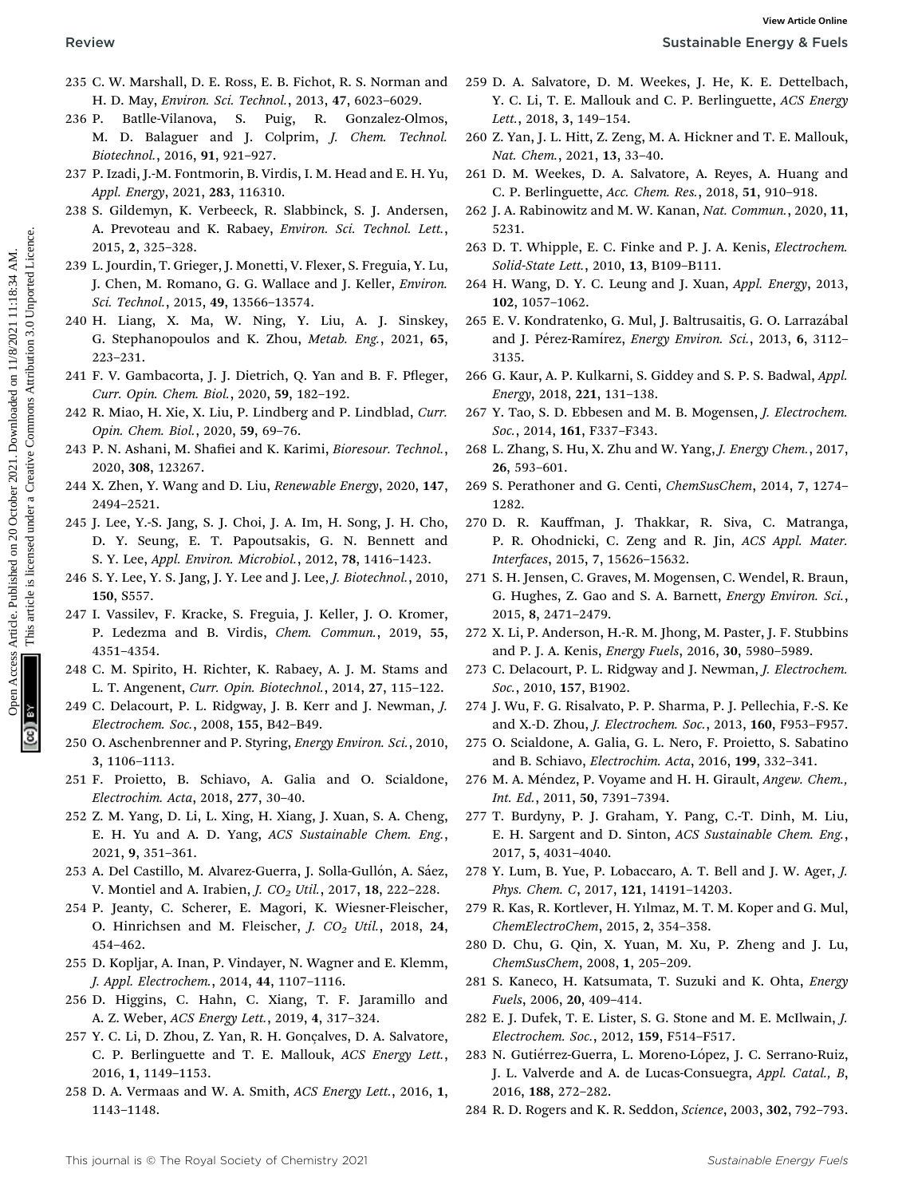235 C. W. Marshall, D. E. Ross, E. B. Fichot, R. S. Norman and H. D. May, *Environ. Sci. Technol.*, 2013, **47**, 6023–6029.

236 P. Batlle-Vilanova, S. Puig, R. Gonzalez-Olmos, M. D. Balaguer and J. Colprim, *J. Chem. Technol. Biotechnol.*, 2016, **91**, 921–927.

237 P. Izadi, J.-M. Fontmorin, B. Virdis, I. M. Head and E. H. Yu, *Appl. Energy*, 2021, **283**, 116310.

238 S. Gildemyn, K. Verbeeck, R. Slabbinck, S. J. Andersen, A. Prevoteau and K. Rabaey, *Environ. Sci. Technol. Lett.*, 2015, **2**, 325–328.

239 L. Jourdin, T. Grieger, J. Monetti, V. Flexer, S. Freguia, Y. Lu, J. Chen, M. Romano, G. G. Wallace and J. Keller, *Environ. Sci. Technol.*, 2015, **49**, 13566–13574.

240 H. Liang, X. Ma, W. Ning, Y. Liu, A. J. Sinskey, G. Stephanopoulos and K. Zhou, *Metab. Eng.*, 2021, **65**, 223–231.

241 F. V. Gambacorta, J. J. Dietrich, Q. Yan and B. F. Pfleger, *Curr. Opin. Chem. Biol.*, 2020, **59**, 182–192.

242 R. Miao, H. Xie, X. Liu, P. Lindberg and P. Lindblad, *Curr. Opin. Chem. Biol.*, 2020, **59**, 69–76.

243 P. N. Ashani, M. Shafiei and K. Karimi, *Bioresour. Technol.*, 2020, **308**, 123267.

244 X. Zhen, Y. Wang and D. Liu, *Renewable Energy*, 2020, **147**, 2494–2521.

245 J. Lee, Y.-S. Jang, S. J. Choi, J. A. Im, H. Song, J. H. Cho, D. Y. Seung, E. T. Papoutsakis, G. N. Bennett and S. Y. Lee, *Appl. Environ. Microbiol.*, 2012, **78**, 1416–1423.

246 S. Y. Lee, Y. S. Jang, J. Y. Lee and J. Lee, *J. Biotechnol.*, 2010, **150**, S557.

247 I. Vassilev, F. Kracke, S. Freguia, J. Keller, J. O. Kromer, P. Ledezma and B. Virdis, *Chem. Commun.*, 2019, **55**, 4351–4354.

248 C. M. Spirito, H. Richter, K. Rabaey, A. J. M. Stams and L. T. Angenent, *Curr. Opin. Biotechnol.*, 2014, **27**, 115–122.

249 C. Delacourt, P. L. Ridgway, J. B. Kerr and J. Newman, *J. Electrochem. Soc.*, 2008, **155**, B42–B49.

250 O. Aschenbrenner and P. Styring, *Energy Environ. Sci.*, 2010, **3**, 1106–1113.

251 F. Proietto, B. Schiavo, A. Galia and O. Scialdone, *Electrochim. Acta*, 2018, **277**, 30–40.

252 Z. M. Yang, D. Li, L. Xing, H. Xiang, J. Xuan, S. A. Cheng, E. H. Yu and A. D. Yang, *ACS Sustainable Chem. Eng.*, 2021, **9**, 351–361.

253 A. Del Castillo, M. Alvarez-Guerra, J. Solla-Gullón, A. Sáez, V. Montiel and A. Irabien, *J. $CO_2$ Util.*, 2017, **18**, 222–228.

254 P. Jeanty, C. Scherer, E. Magori, K. Wiesner-Fleischer, O. Hinrichsen and M. Fleischer, *J. $CO_2$ Util.*, 2018, **24**, 454–462.

255 D. Kopljar, A. Inan, P. Vindayer, N. Wagner and E. Klemm, *J. Appl. Electrochem.*, 2014, **44**, 1107–1116.

256 D. Higgins, C. Hahn, C. Xiang, T. F. Jaramillo and A. Z. Weber, *ACS Energy Lett.*, 2019, **4**, 317–324.

257 Y. C. Li, D. Zhou, Z. Yan, R. H. Gonçalves, D. A. Salvatore, C. P. Berlinguette and T. E. Mallouk, *ACS Energy Lett.*, 2016, **1**, 1149–1153.

258 D. A. Vermaas and W. A. Smith, *ACS Energy Lett.*, 2016, **1**, 1143–1148.

259 D. A. Salvatore, D. M. Weekes, J. He, K. E. Dettelbach, Y. C. Li, T. E. Mallouk and C. P. Berlinguette, *ACS Energy Lett.*, 2018, **3**, 149–154.

260 Z. Yan, J. L. Hitt, Z. Zeng, M. A. Hickner and T. E. Mallouk, *Nat. Chem.*, 2021, **13**, 33–40.

261 D. M. Weekes, D. A. Salvatore, A. Reyes, A. Huang and C. P. Berlinguette, *Acc. Chem. Res.*, 2018, **51**, 910–918.

262 J. A. Rabinowitz and M. W. Kanan, *Nat. Commun.*, 2020, **11**, 5231.

263 D. T. Whipple, E. C. Finke and P. J. A. Kenis, *Electrochem. Solid-State Lett.*, 2010, **13**, B109–B111.

264 H. Wang, D. Y. C. Leung and J. Xuan, *Appl. Energy*, 2013, **102**, 1057–1062.

265 E. V. Kondratenko, G. Mul, J. Baltrusaitis, G. O. Larrazábal and J. Pérez-Ramírez, *Energy Environ. Sci.*, 2013, **6**, 3112–3135.

266 G. Kaur, A. P. Kulkarni, S. Giddey and S. P. S. Badwal, *Appl. Energy*, 2018, **221**, 131–138.

267 Y. Tao, S. D. Ebbesen and M. B. Mogensen, *J. Electrochem. Soc.*, 2014, **161**, F337–F343.

268 L. Zhang, S. Hu, X. Zhu and W. Yang, *J. Energy Chem.*, 2017, **26**, 593–601.

269 S. Perathoner and G. Centi, *ChemSusChem*, 2014, **7**, 1274–1282.

270 D. R. Kauffman, J. Thakkar, R. Siva, C. Matranga, P. R. Ohodnicki, C. Zeng and R. Jin, *ACS Appl. Mater. Interfaces*, 2015, **7**, 15626–15632.

271 S. H. Jensen, C. Graves, M. Mogensen, C. Wendel, R. Braun, G. Hughes, Z. Gao and S. A. Barnett, *Energy Environ. Sci.*, 2015, **8**, 2471–2479.

272 X. Li, P. Anderson, H.-R. M. Jhong, M. Paster, J. F. Stubbins and P. J. A. Kenis, *Energy Fuels*, 2016, **30**, 5980–5989.

273 C. Delacourt, P. L. Ridgway and J. Newman, *J. Electrochem. Soc.*, 2010, **157**, B1902.

274 J. Wu, F. G. Risalvato, P. P. Sharma, P. J. Pellechia, F.-S. Ke and X.-D. Zhou, *J. Electrochem. Soc.*, 2013, **160**, F953–F957.

275 O. Scialdone, A. Galia, G. L. Nero, F. Proietto, S. Sabatino and B. Schiavo, *Electrochim. Acta*, 2016, **199**, 332–341.

276 M. A. Méndez, P. Voyame and H. H. Girault, *Angew. Chem., Int. Ed.*, 2011, **50**, 7391–7394.

277 T. Burdyny, P. J. Graham, Y. Pang, C.-T. Dinh, M. Liu, E. H. Sargent and D. Sinton, *ACS Sustainable Chem. Eng.*, 2017, **5**, 4031–4040.

278 Y. Lum, B. Yue, P. Lobaccaro, A. T. Bell and J. W. Ager, *J. Phys. Chem. C*, 2017, **121**, 14191–14203.

279 R. Kas, R. Kortlever, H. Yılmaz, M. T. M. Koper and G. Mul, *ChemElectroChem*, 2015, **2**, 354–358.

280 D. Chu, G. Qin, X. Yuan, M. Xu, P. Zheng and J. Lu, *ChemSusChem*, 2008, **1**, 205–209.

281 S. Kaneco, H. Katsumata, T. Suzuki and K. Ohta, *Energy Fuels*, 2006, **20**, 409–414.

282 E. J. Dufek, T. E. Lister, S. G. Stone and M. E. McIlwain, *J. Electrochem. Soc.*, 2012, **159**, F514–F517.

283 N. Gutiérrez-Guerra, L. Moreno-López, J. C. Serrano-Ruiz, J. L. Valverde and A. de Lucas-Consuegra, *Appl. Catal., B*, 2016, **188**, 272–282.

284 R. D. Rogers and K. R. Seddon, *Science*, 2003, **302**, 792–793.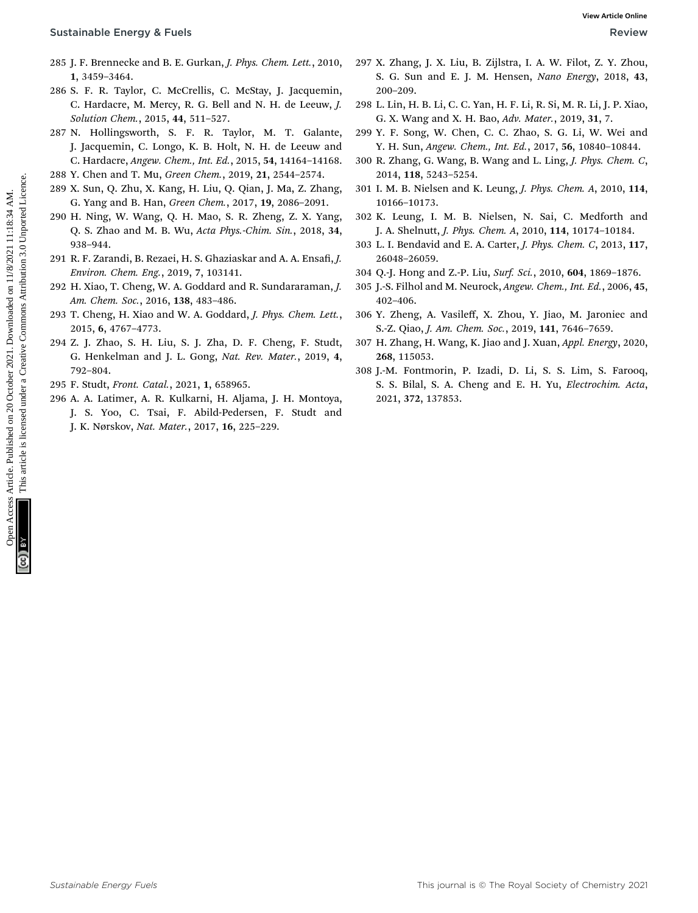285 J. F. Brennecke and B. E. Gurkan, *J. Phys. Chem. Lett.*, 2010, **1**, 3459–3464.

286 S. F. R. Taylor, C. McCrellis, C. McStay, J. Jacquemin, C. Hardacre, M. Mercy, R. G. Bell and N. H. de Leeuw, *J. Solution Chem.*, 2015, **44**, 511–527.

287 N. Hollingsworth, S. F. R. Taylor, M. T. Galante, J. Jacquemin, C. Longo, K. B. Holt, N. H. de Leeuw and C. Hardacre, *Angew. Chem., Int. Ed.*, 2015, **54**, 14164–14168.

288 Y. Chen and T. Mu, *Green Chem.*, 2019, **21**, 2544–2574.

289 X. Sun, Q. Zhu, X. Kang, H. Liu, Q. Qian, J. Ma, Z. Zhang, G. Yang and B. Han, *Green Chem.*, 2017, **19**, 2086–2091.

290 H. Ning, W. Wang, Q. H. Mao, S. R. Zheng, Z. X. Yang, Q. S. Zhao and M. B. Wu, *Acta Phys.-Chim. Sin.*, 2018, **34**, 938–944.

291 R. F. Zarandi, B. Rezaei, H. S. Ghaziaskar and A. A. Ensafi, *J. Environ. Chem. Eng.*, 2019, **7**, 103141.

292 H. Xiao, T. Cheng, W. A. Goddard and R. Sundararaman, *J. Am. Chem. Soc.*, 2016, **138**, 483–486.

293 T. Cheng, H. Xiao and W. A. Goddard, *J. Phys. Chem. Lett.*, 2015, **6**, 4767–4773.

294 Z. J. Zhao, S. H. Liu, S. J. Zha, D. F. Cheng, F. Studt, G. Henkelman and J. L. Gong, *Nat. Rev. Mater.*, 2019, **4**, 792–804.

295 F. Studt, *Front. Catal.*, 2021, **1**, 658965.

296 A. A. Latimer, A. R. Kulkarni, H. Aljama, J. H. Montoya, J. S. Yoo, C. Tsai, F. Abild-Pedersen, F. Studt and J. K. Nørskov, *Nat. Mater.*, 2017, **16**, 225–229.

297 X. Zhang, J. X. Liu, B. Zijlstra, I. A. W. Filot, Z. Y. Zhou, S. G. Sun and E. J. M. Hensen, *Nano Energy*, 2018, **43**, 200–209.

298 L. Lin, H. B. Li, C. C. Yan, H. F. Li, R. Si, M. R. Li, J. P. Xiao, G. X. Wang and X. H. Bao, *Adv. Mater.*, 2019, **31**, 7.

299 Y. F. Song, W. Chen, C. C. Zhao, S. G. Li, W. Wei and Y. H. Sun, *Angew. Chem., Int. Ed.*, 2017, **56**, 10840–10844.

300 R. Zhang, G. Wang, B. Wang and L. Ling, *J. Phys. Chem. C*, 2014, **118**, 5243–5254.

301 I. M. B. Nielsen and K. Leung, *J. Phys. Chem. A*, 2010, **114**, 10166–10173.

302 K. Leung, I. M. B. Nielsen, N. Sai, C. Medforth and J. A. Shelnutt, *J. Phys. Chem. A*, 2010, **114**, 10174–10184.

303 L. I. Bendavid and E. A. Carter, *J. Phys. Chem. C*, 2013, **117**, 26048–26059.

304 Q.-J. Hong and Z.-P. Liu, *Surf. Sci.*, 2010, **604**, 1869–1876.

305 J.-S. Filhol and M. Neurock, *Angew. Chem., Int. Ed.*, 2006, **45**, 402–406.

306 Y. Zheng, A. Vasileff, X. Zhou, Y. Jiao, M. Jaroniec and S.-Z. Qiao, *J. Am. Chem. Soc.*, 2019, **141**, 7646–7659.

307 H. Zhang, H. Wang, K. Jiao and J. Xuan, *Appl. Energy*, 2020, **268**, 115053.

308 J.-M. Fontmorin, P. Izadi, D. Li, S. S. Lim, S. Farooq, S. S. Bilal, S. A. Cheng and E. H. Yu, *Electrochim. Acta*, 2021, **372**, 137853.